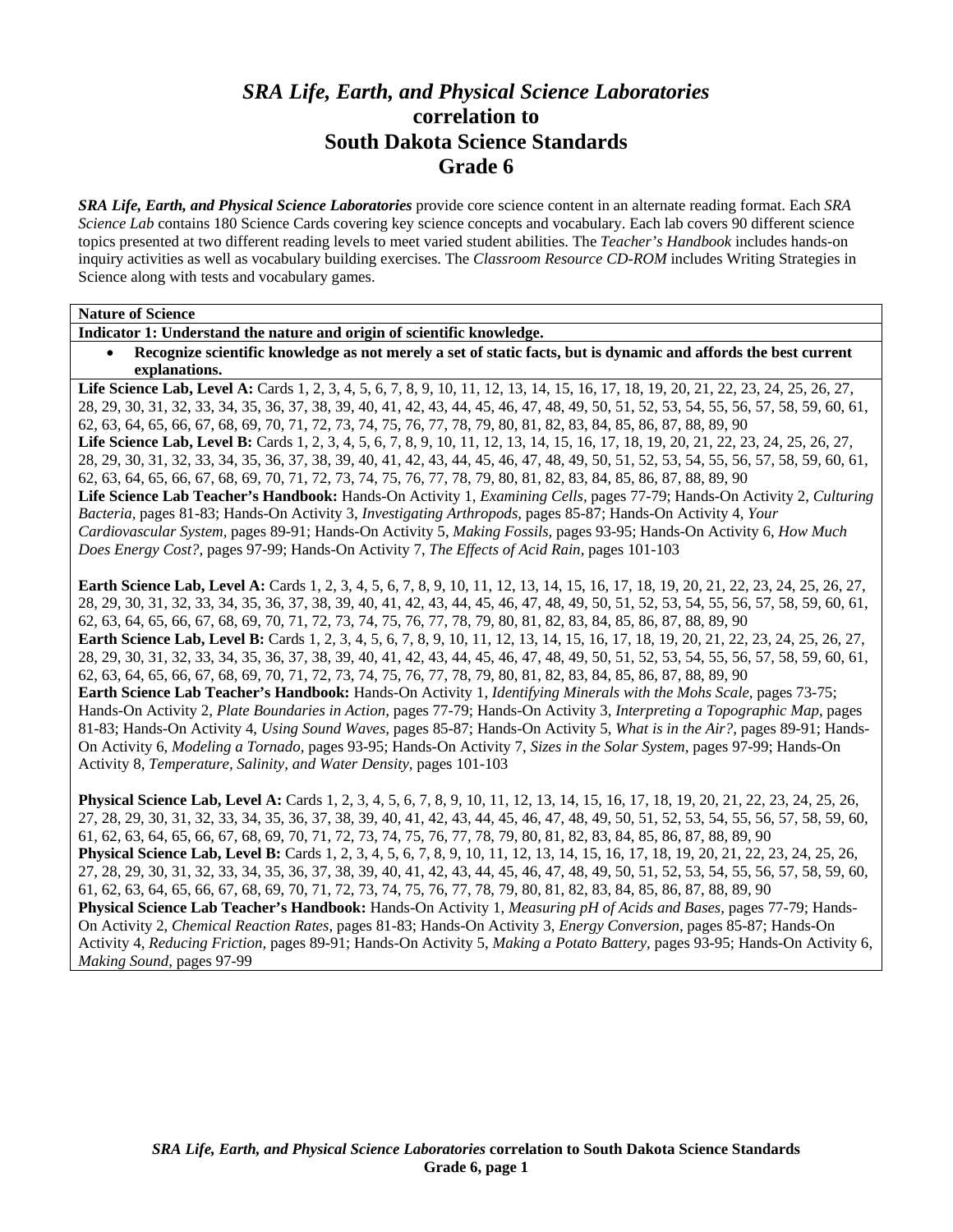# *SRA Life, Earth, and Physical Science Laboratories* correlation to South Dakota Science Standards Grade 6

***SRA Life, Earth, and Physical Science Laboratories*** provide core science content in an alternate reading format. Each *SRA Science Lab* contains 180 Science Cards covering key science concepts and vocabulary. Each lab covers 90 different science topics presented at two different reading levels to meet varied student abilities. The *Teacher's Handbook* includes hands-on inquiry activities as well as vocabulary building exercises. The *Classroom Resource CD-ROM* includes Writing Strategies in Science along with tests and vocabulary games.

**Nature of Science**

**Indicator 1: Understand the nature and origin of scientific knowledge.**

- **Recognize scientific knowledge as not merely a set of static facts, but is dynamic and affords the best current explanations.**

**Life Science Lab, Level A:** Cards 1, 2, 3, 4, 5, 6, 7, 8, 9, 10, 11, 12, 13, 14, 15, 16, 17, 18, 19, 20, 21, 22, 23, 24, 25, 26, 27, 28, 29, 30, 31, 32, 33, 34, 35, 36, 37, 38, 39, 40, 41, 42, 43, 44, 45, 46, 47, 48, 49, 50, 51, 52, 53, 54, 55, 56, 57, 58, 59, 60, 61, 62, 63, 64, 65, 66, 67, 68, 69, 70, 71, 72, 73, 74, 75, 76, 77, 78, 79, 80, 81, 82, 83, 84, 85, 86, 87, 88, 89, 90
**Life Science Lab, Level B:** Cards 1, 2, 3, 4, 5, 6, 7, 8, 9, 10, 11, 12, 13, 14, 15, 16, 17, 18, 19, 20, 21, 22, 23, 24, 25, 26, 27, 28, 29, 30, 31, 32, 33, 34, 35, 36, 37, 38, 39, 40, 41, 42, 43, 44, 45, 46, 47, 48, 49, 50, 51, 52, 53, 54, 55, 56, 57, 58, 59, 60, 61, 62, 63, 64, 65, 66, 67, 68, 69, 70, 71, 72, 73, 74, 75, 76, 77, 78, 79, 80, 81, 82, 83, 84, 85, 86, 87, 88, 89, 90
**Life Science Lab Teacher's Handbook:** Hands-On Activity 1, *Examining Cells,* pages 77-79; Hands-On Activity 2, *Culturing Bacteria,* pages 81-83; Hands-On Activity 3, *Investigating Arthropods,* pages 85-87; Hands-On Activity 4, *Your Cardiovascular System,* pages 89-91; Hands-On Activity 5, *Making Fossils,* pages 93-95; Hands-On Activity 6, *How Much Does Energy Cost?,* pages 97-99; Hands-On Activity 7, *The Effects of Acid Rain,* pages 101-103

**Earth Science Lab, Level A:** Cards 1, 2, 3, 4, 5, 6, 7, 8, 9, 10, 11, 12, 13, 14, 15, 16, 17, 18, 19, 20, 21, 22, 23, 24, 25, 26, 27, 28, 29, 30, 31, 32, 33, 34, 35, 36, 37, 38, 39, 40, 41, 42, 43, 44, 45, 46, 47, 48, 49, 50, 51, 52, 53, 54, 55, 56, 57, 58, 59, 60, 61, 62, 63, 64, 65, 66, 67, 68, 69, 70, 71, 72, 73, 74, 75, 76, 77, 78, 79, 80, 81, 82, 83, 84, 85, 86, 87, 88, 89, 90
**Earth Science Lab, Level B:** Cards 1, 2, 3, 4, 5, 6, 7, 8, 9, 10, 11, 12, 13, 14, 15, 16, 17, 18, 19, 20, 21, 22, 23, 24, 25, 26, 27, 28, 29, 30, 31, 32, 33, 34, 35, 36, 37, 38, 39, 40, 41, 42, 43, 44, 45, 46, 47, 48, 49, 50, 51, 52, 53, 54, 55, 56, 57, 58, 59, 60, 61, 62, 63, 64, 65, 66, 67, 68, 69, 70, 71, 72, 73, 74, 75, 76, 77, 78, 79, 80, 81, 82, 83, 84, 85, 86, 87, 88, 89, 90
**Earth Science Lab Teacher's Handbook:** Hands-On Activity 1, *Identifying Minerals with the Mohs Scale,* pages 73-75; Hands-On Activity 2, *Plate Boundaries in Action,* pages 77-79; Hands-On Activity 3, *Interpreting a Topographic Map,* pages 81-83; Hands-On Activity 4, *Using Sound Waves,* pages 85-87; Hands-On Activity 5, *What is in the Air?,* pages 89-91; Hands-On Activity 6, *Modeling a Tornado,* pages 93-95; Hands-On Activity 7, *Sizes in the Solar System,* pages 97-99; Hands-On Activity 8, *Temperature, Salinity, and Water Density,* pages 101-103

**Physical Science Lab, Level A:** Cards 1, 2, 3, 4, 5, 6, 7, 8, 9, 10, 11, 12, 13, 14, 15, 16, 17, 18, 19, 20, 21, 22, 23, 24, 25, 26, 27, 28, 29, 30, 31, 32, 33, 34, 35, 36, 37, 38, 39, 40, 41, 42, 43, 44, 45, 46, 47, 48, 49, 50, 51, 52, 53, 54, 55, 56, 57, 58, 59, 60, 61, 62, 63, 64, 65, 66, 67, 68, 69, 70, 71, 72, 73, 74, 75, 76, 77, 78, 79, 80, 81, 82, 83, 84, 85, 86, 87, 88, 89, 90
**Physical Science Lab, Level B:** Cards 1, 2, 3, 4, 5, 6, 7, 8, 9, 10, 11, 12, 13, 14, 15, 16, 17, 18, 19, 20, 21, 22, 23, 24, 25, 26, 27, 28, 29, 30, 31, 32, 33, 34, 35, 36, 37, 38, 39, 40, 41, 42, 43, 44, 45, 46, 47, 48, 49, 50, 51, 52, 53, 54, 55, 56, 57, 58, 59, 60, 61, 62, 63, 64, 65, 66, 67, 68, 69, 70, 71, 72, 73, 74, 75, 76, 77, 78, 79, 80, 81, 82, 83, 84, 85, 86, 87, 88, 89, 90
**Physical Science Lab Teacher's Handbook:** Hands-On Activity 1, *Measuring pH of Acids and Bases,* pages 77-79; Hands-On Activity 2, *Chemical Reaction Rates,* pages 81-83; Hands-On Activity 3, *Energy Conversion,* pages 85-87; Hands-On Activity 4, *Reducing Friction,* pages 89-91; Hands-On Activity 5, *Making a Potato Battery,* pages 93-95; Hands-On Activity 6, *Making Sound,* pages 97-99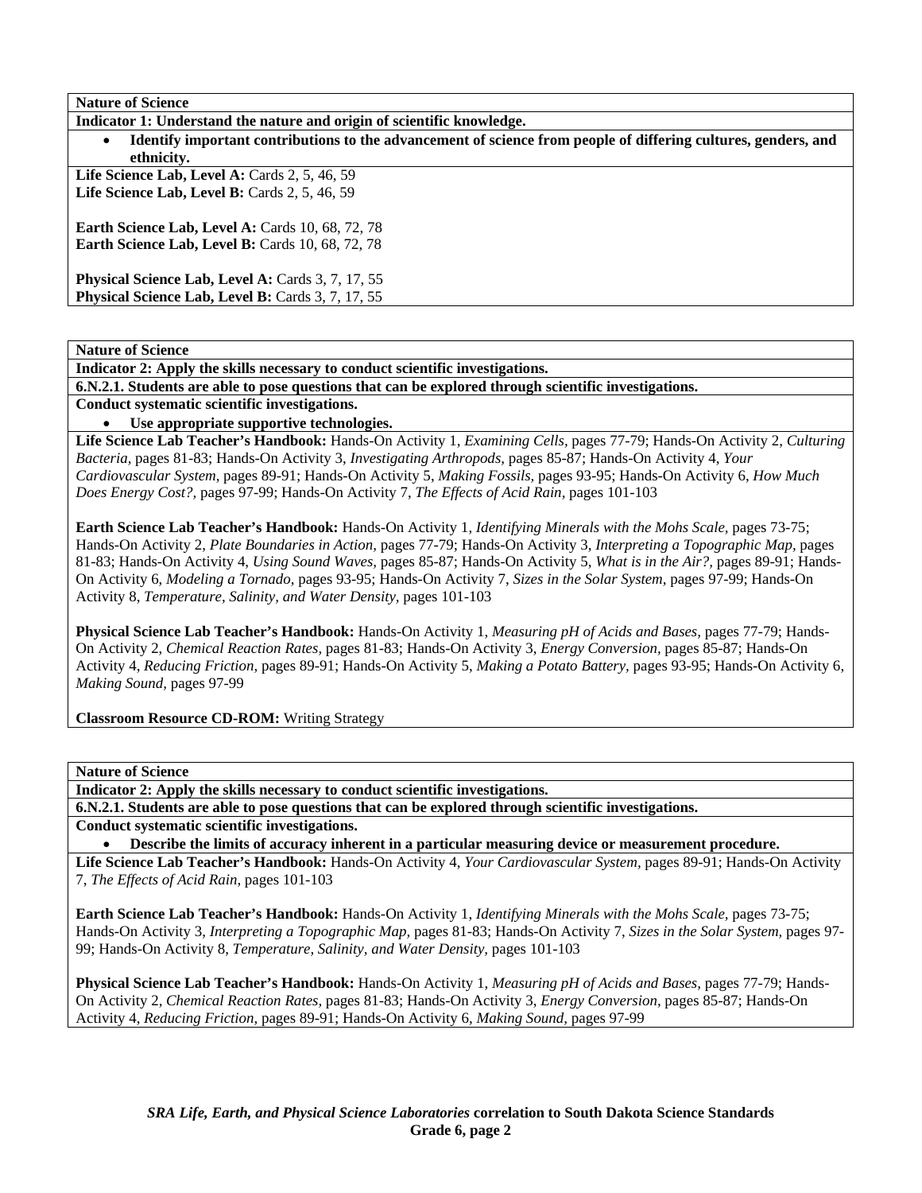**Nature of Science**

**Indicator 1: Understand the nature and origin of scientific knowledge.**

- **Identify important contributions to the advancement of science from people of differing cultures, genders, and ethnicity.**

**Life Science Lab, Level A:** Cards 2, 5, 46, 59
**Life Science Lab, Level B:** Cards 2, 5, 46, 59

**Earth Science Lab, Level A:** Cards 10, 68, 72, 78
**Earth Science Lab, Level B:** Cards 10, 68, 72, 78

**Physical Science Lab, Level A:** Cards 3, 7, 17, 55
**Physical Science Lab, Level B:** Cards 3, 7, 17, 55

---

**Nature of Science**

**Indicator 2: Apply the skills necessary to conduct scientific investigations.**

**6.N.2.1. Students are able to pose questions that can be explored through scientific investigations.**

**Conduct systematic scientific investigations.**

- **Use appropriate supportive technologies.**

**Life Science Lab Teacher's Handbook:** Hands-On Activity 1, *Examining Cells,* pages 77-79; Hands-On Activity 2, *Culturing Bacteria,* pages 81-83; Hands-On Activity 3, *Investigating Arthropods,* pages 85-87; Hands-On Activity 4, *Your Cardiovascular System,* pages 89-91; Hands-On Activity 5, *Making Fossils,* pages 93-95; Hands-On Activity 6, *How Much Does Energy Cost?,* pages 97-99; Hands-On Activity 7, *The Effects of Acid Rain,* pages 101-103

**Earth Science Lab Teacher's Handbook:** Hands-On Activity 1, *Identifying Minerals with the Mohs Scale,* pages 73-75; Hands-On Activity 2, *Plate Boundaries in Action,* pages 77-79; Hands-On Activity 3, *Interpreting a Topographic Map,* pages 81-83; Hands-On Activity 4, *Using Sound Waves,* pages 85-87; Hands-On Activity 5, *What is in the Air?,* pages 89-91; Hands-On Activity 6, *Modeling a Tornado,* pages 93-95; Hands-On Activity 7, *Sizes in the Solar System,* pages 97-99; Hands-On Activity 8, *Temperature, Salinity, and Water Density,* pages 101-103

**Physical Science Lab Teacher's Handbook:** Hands-On Activity 1, *Measuring pH of Acids and Bases,* pages 77-79; Hands-On Activity 2, *Chemical Reaction Rates,* pages 81-83; Hands-On Activity 3, *Energy Conversion,* pages 85-87; Hands-On Activity 4, *Reducing Friction,* pages 89-91; Hands-On Activity 5, *Making a Potato Battery,* pages 93-95; Hands-On Activity 6, *Making Sound,* pages 97-99

**Classroom Resource CD-ROM:** Writing Strategy

---

**Nature of Science**

**Indicator 2: Apply the skills necessary to conduct scientific investigations.**

**6.N.2.1. Students are able to pose questions that can be explored through scientific investigations.**

**Conduct systematic scientific investigations.**

- **Describe the limits of accuracy inherent in a particular measuring device or measurement procedure.**

**Life Science Lab Teacher's Handbook:** Hands-On Activity 4, *Your Cardiovascular System,* pages 89-91; Hands-On Activity 7, *The Effects of Acid Rain,* pages 101-103

**Earth Science Lab Teacher's Handbook:** Hands-On Activity 1, *Identifying Minerals with the Mohs Scale,* pages 73-75; Hands-On Activity 3, *Interpreting a Topographic Map,* pages 81-83; Hands-On Activity 7, *Sizes in the Solar System,* pages 97-99; Hands-On Activity 8, *Temperature, Salinity, and Water Density,* pages 101-103

**Physical Science Lab Teacher's Handbook:** Hands-On Activity 1, *Measuring pH of Acids and Bases,* pages 77-79; Hands-On Activity 2, *Chemical Reaction Rates,* pages 81-83; Hands-On Activity 3, *Energy Conversion,* pages 85-87; Hands-On Activity 4, *Reducing Friction,* pages 89-91; Hands-On Activity 6, *Making Sound,* pages 97-99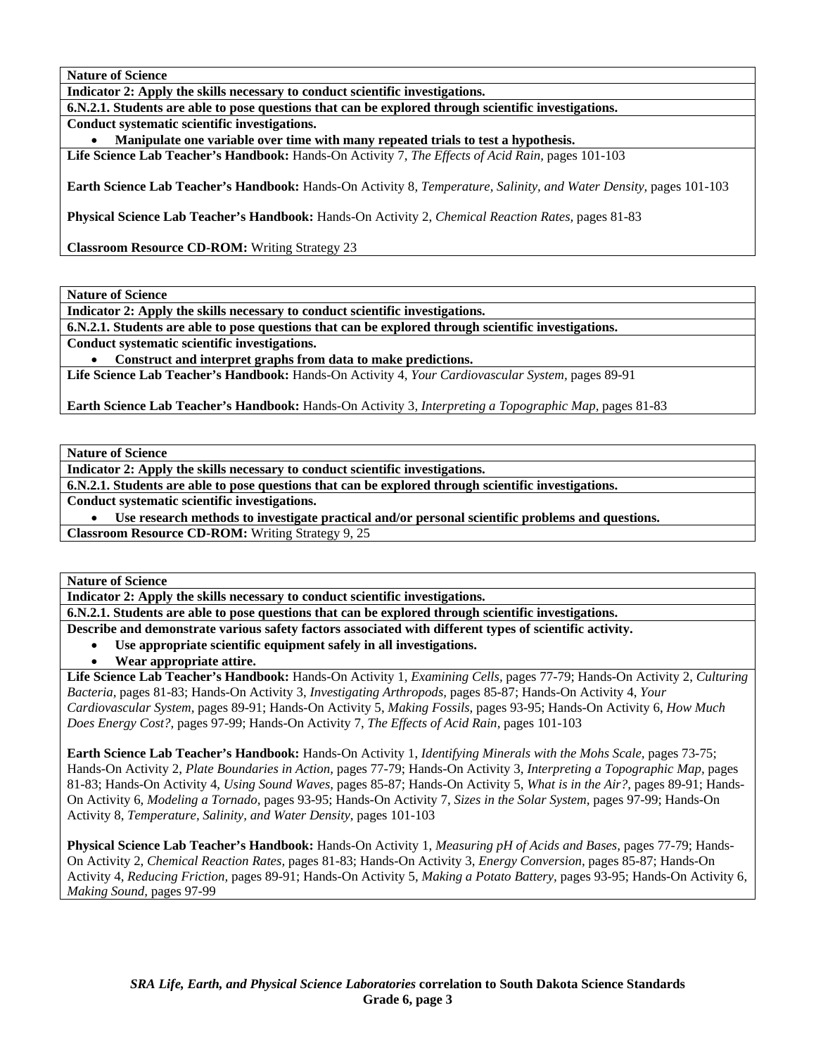**Nature of Science**

**Indicator 2: Apply the skills necessary to conduct scientific investigations.**

**6.N.2.1. Students are able to pose questions that can be explored through scientific investigations.**

**Conduct systematic scientific investigations.**

- **Manipulate one variable over time with many repeated trials to test a hypothesis.**

**Life Science Lab Teacher's Handbook:** Hands-On Activity 7, *The Effects of Acid Rain,* pages 101-103

**Earth Science Lab Teacher's Handbook:** Hands-On Activity 8, *Temperature, Salinity, and Water Density,* pages 101-103

**Physical Science Lab Teacher's Handbook:** Hands-On Activity 2, *Chemical Reaction Rates,* pages 81-83

**Classroom Resource CD-ROM:** Writing Strategy 23

---

**Nature of Science**

**Indicator 2: Apply the skills necessary to conduct scientific investigations.**

**6.N.2.1. Students are able to pose questions that can be explored through scientific investigations.**

**Conduct systematic scientific investigations.**

- **Construct and interpret graphs from data to make predictions.**

**Life Science Lab Teacher's Handbook:** Hands-On Activity 4, *Your Cardiovascular System,* pages 89-91

**Earth Science Lab Teacher's Handbook:** Hands-On Activity 3, *Interpreting a Topographic Map,* pages 81-83

---

**Nature of Science**

**Indicator 2: Apply the skills necessary to conduct scientific investigations.**

**6.N.2.1. Students are able to pose questions that can be explored through scientific investigations.**

**Conduct systematic scientific investigations.**

- **Use research methods to investigate practical and/or personal scientific problems and questions.**

**Classroom Resource CD-ROM:** Writing Strategy 9, 25

---

**Nature of Science**

**Indicator 2: Apply the skills necessary to conduct scientific investigations.**

**6.N.2.1. Students are able to pose questions that can be explored through scientific investigations.**

**Describe and demonstrate various safety factors associated with different types of scientific activity.**

- **Use appropriate scientific equipment safely in all investigations.**
- **Wear appropriate attire.**

**Life Science Lab Teacher's Handbook:** Hands-On Activity 1, *Examining Cells,* pages 77-79; Hands-On Activity 2, *Culturing Bacteria,* pages 81-83; Hands-On Activity 3, *Investigating Arthropods,* pages 85-87; Hands-On Activity 4, *Your Cardiovascular System,* pages 89-91; Hands-On Activity 5, *Making Fossils,* pages 93-95; Hands-On Activity 6, *How Much Does Energy Cost?,* pages 97-99; Hands-On Activity 7, *The Effects of Acid Rain,* pages 101-103

**Earth Science Lab Teacher's Handbook:** Hands-On Activity 1, *Identifying Minerals with the Mohs Scale,* pages 73-75; Hands-On Activity 2, *Plate Boundaries in Action,* pages 77-79; Hands-On Activity 3, *Interpreting a Topographic Map,* pages 81-83; Hands-On Activity 4, *Using Sound Waves,* pages 85-87; Hands-On Activity 5, *What is in the Air?,* pages 89-91; Hands-On Activity 6, *Modeling a Tornado,* pages 93-95; Hands-On Activity 7, *Sizes in the Solar System,* pages 97-99; Hands-On Activity 8, *Temperature, Salinity, and Water Density,* pages 101-103

**Physical Science Lab Teacher's Handbook:** Hands-On Activity 1, *Measuring pH of Acids and Bases,* pages 77-79; Hands-On Activity 2, *Chemical Reaction Rates,* pages 81-83; Hands-On Activity 3, *Energy Conversion,* pages 85-87; Hands-On Activity 4, *Reducing Friction,* pages 89-91; Hands-On Activity 5, *Making a Potato Battery,* pages 93-95; Hands-On Activity 6, *Making Sound,* pages 97-99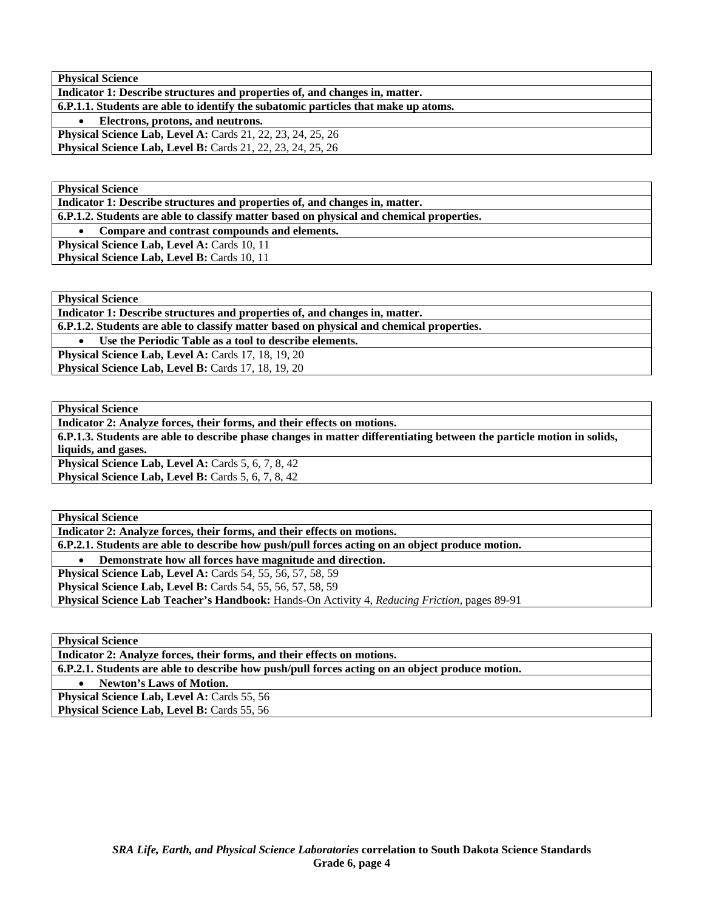| **Physical Science** |
|---|
| **Indicator 1: Describe structures and properties of, and changes in, matter.** |
| **6.P.1.1. Students are able to identify the subatomic particles that make up atoms.** |
| • **Electrons, protons, and neutrons.** |
| **Physical Science Lab, Level A:** Cards 21, 22, 23, 24, 25, 26<br>**Physical Science Lab, Level B:** Cards 21, 22, 23, 24, 25, 26 |

| **Physical Science** |
|---|
| **Indicator 1: Describe structures and properties of, and changes in, matter.** |
| **6.P.1.2. Students are able to classify matter based on physical and chemical properties.** |
| • **Compare and contrast compounds and elements.** |
| **Physical Science Lab, Level A:** Cards 10, 11<br>**Physical Science Lab, Level B:** Cards 10, 11 |

| **Physical Science** |
|---|
| **Indicator 1: Describe structures and properties of, and changes in, matter.** |
| **6.P.1.2. Students are able to classify matter based on physical and chemical properties.** |
| • **Use the Periodic Table as a tool to describe elements.** |
| **Physical Science Lab, Level A:** Cards 17, 18, 19, 20<br>**Physical Science Lab, Level B:** Cards 17, 18, 19, 20 |

| **Physical Science** |
|---|
| **Indicator 2: Analyze forces, their forms, and their effects on motions.** |
| **6.P.1.3. Students are able to describe phase changes in matter differentiating between the particle motion in solids, liquids, and gases.** |
| **Physical Science Lab, Level A:** Cards 5, 6, 7, 8, 42<br>**Physical Science Lab, Level B:** Cards 5, 6, 7, 8, 42 |

| **Physical Science** |
|---|
| **Indicator 2: Analyze forces, their forms, and their effects on motions.** |
| **6.P.2.1. Students are able to describe how push/pull forces acting on an object produce motion.** |
| • **Demonstrate how all forces have magnitude and direction.** |
| **Physical Science Lab, Level A:** Cards 54, 55, 56, 57, 58, 59<br>**Physical Science Lab, Level B:** Cards 54, 55, 56, 57, 58, 59<br>**Physical Science Lab Teacher's Handbook:** Hands-On Activity 4, *Reducing Friction,* pages 89-91 |

| **Physical Science** |
|---|
| **Indicator 2: Analyze forces, their forms, and their effects on motions.** |
| **6.P.2.1. Students are able to describe how push/pull forces acting on an object produce motion.** |
| • **Newton's Laws of Motion.** |
| **Physical Science Lab, Level A:** Cards 55, 56<br>**Physical Science Lab, Level B:** Cards 55, 56 |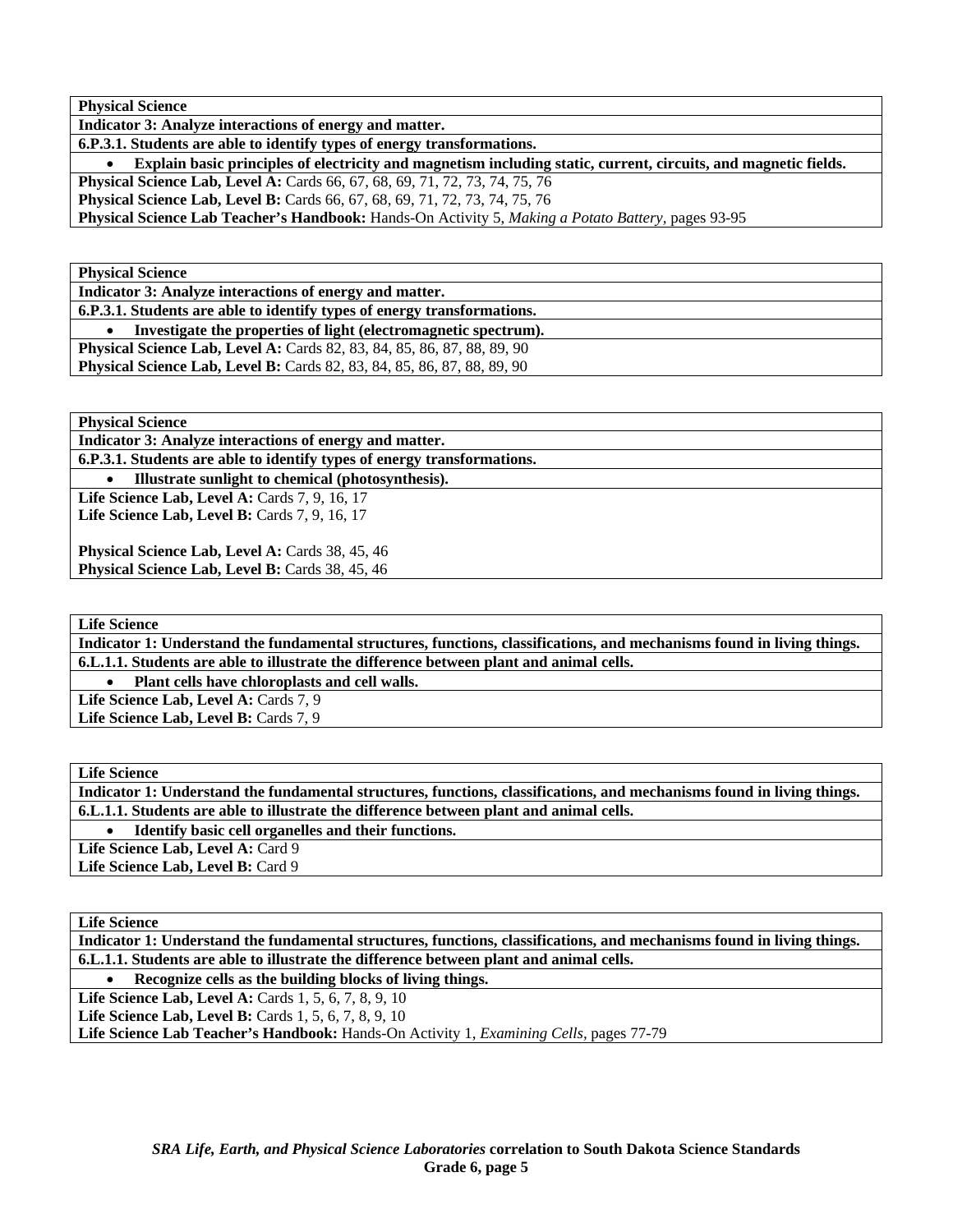| **Physical Science** |
|---|
| **Indicator 3: Analyze interactions of energy and matter.** |
| **6.P.3.1. Students are able to identify types of energy transformations.** |
| • **Explain basic principles of electricity and magnetism including static, current, circuits, and magnetic fields.** |
| **Physical Science Lab, Level A:** Cards 66, 67, 68, 69, 71, 72, 73, 74, 75, 76<br>**Physical Science Lab, Level B:** Cards 66, 67, 68, 69, 71, 72, 73, 74, 75, 76<br>**Physical Science Lab Teacher's Handbook:** Hands-On Activity 5, *Making a Potato Battery,* pages 93-95 |

| **Physical Science** |
|---|
| **Indicator 3: Analyze interactions of energy and matter.** |
| **6.P.3.1. Students are able to identify types of energy transformations.** |
| • **Investigate the properties of light (electromagnetic spectrum).** |
| **Physical Science Lab, Level A:** Cards 82, 83, 84, 85, 86, 87, 88, 89, 90<br>**Physical Science Lab, Level B:** Cards 82, 83, 84, 85, 86, 87, 88, 89, 90 |

| **Physical Science** |
|---|
| **Indicator 3: Analyze interactions of energy and matter.** |
| **6.P.3.1. Students are able to identify types of energy transformations.** |
| • **Illustrate sunlight to chemical (photosynthesis).** |
| **Life Science Lab, Level A:** Cards 7, 9, 16, 17<br>**Life Science Lab, Level B:** Cards 7, 9, 16, 17<br><br>**Physical Science Lab, Level A:** Cards 38, 45, 46<br>**Physical Science Lab, Level B:** Cards 38, 45, 46 |

| **Life Science** |
|---|
| **Indicator 1: Understand the fundamental structures, functions, classifications, and mechanisms found in living things.** |
| **6.L.1.1. Students are able to illustrate the difference between plant and animal cells.** |
| • **Plant cells have chloroplasts and cell walls.** |
| **Life Science Lab, Level A:** Cards 7, 9<br>**Life Science Lab, Level B:** Cards 7, 9 |

| **Life Science** |
|---|
| **Indicator 1: Understand the fundamental structures, functions, classifications, and mechanisms found in living things.** |
| **6.L.1.1. Students are able to illustrate the difference between plant and animal cells.** |
| • **Identify basic cell organelles and their functions.** |
| **Life Science Lab, Level A:** Card 9<br>**Life Science Lab, Level B:** Card 9 |

| **Life Science** |
|---|
| **Indicator 1: Understand the fundamental structures, functions, classifications, and mechanisms found in living things.** |
| **6.L.1.1. Students are able to illustrate the difference between plant and animal cells.** |
| • **Recognize cells as the building blocks of living things.** |
| **Life Science Lab, Level A:** Cards 1, 5, 6, 7, 8, 9, 10<br>**Life Science Lab, Level B:** Cards 1, 5, 6, 7, 8, 9, 10<br>**Life Science Lab Teacher's Handbook:** Hands-On Activity 1, *Examining Cells,* pages 77-79 |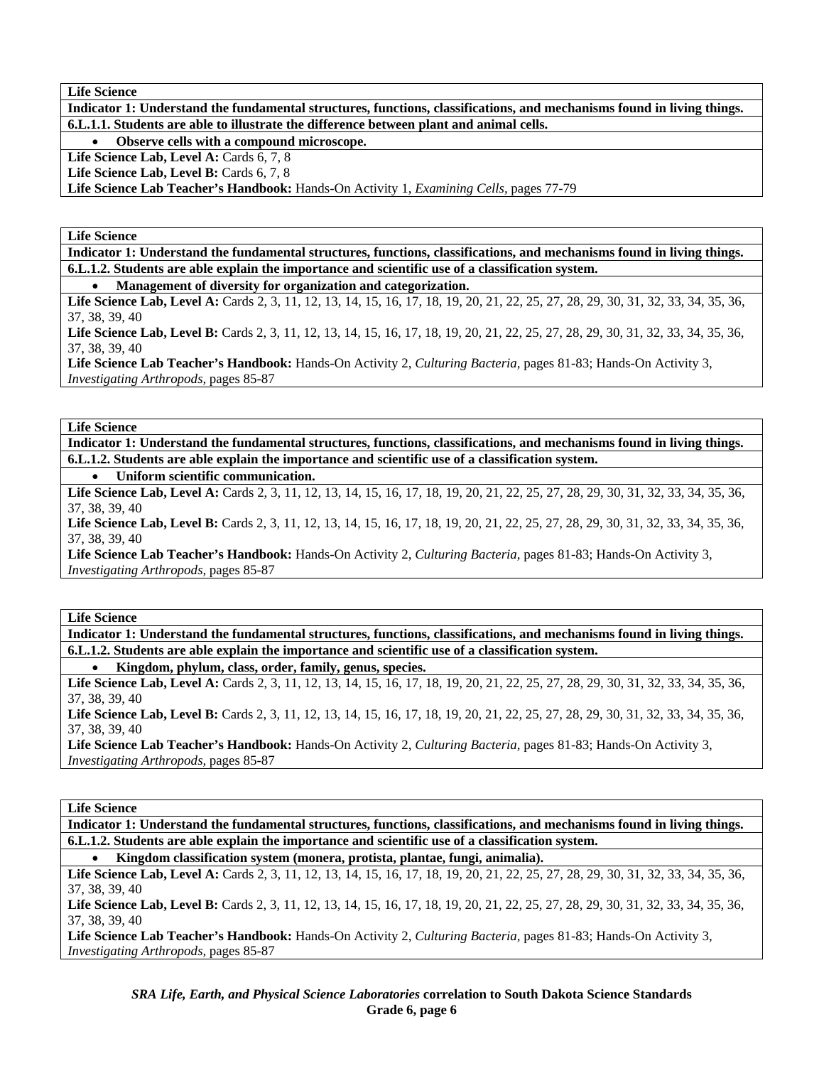**Life Science**

**Indicator 1: Understand the fundamental structures, functions, classifications, and mechanisms found in living things.**

**6.L.1.1. Students are able to illustrate the difference between plant and animal cells.**

- **Observe cells with a compound microscope.**

**Life Science Lab, Level A:** Cards 6, 7, 8

**Life Science Lab, Level B:** Cards 6, 7, 8

**Life Science Lab Teacher's Handbook:** Hands-On Activity 1, *Examining Cells,* pages 77-79

---

**Life Science**

**Indicator 1: Understand the fundamental structures, functions, classifications, and mechanisms found in living things.**

**6.L.1.2. Students are able explain the importance and scientific use of a classification system.**

- **Management of diversity for organization and categorization.**

**Life Science Lab, Level A:** Cards 2, 3, 11, 12, 13, 14, 15, 16, 17, 18, 19, 20, 21, 22, 25, 27, 28, 29, 30, 31, 32, 33, 34, 35, 36, 37, 38, 39, 40

**Life Science Lab, Level B:** Cards 2, 3, 11, 12, 13, 14, 15, 16, 17, 18, 19, 20, 21, 22, 25, 27, 28, 29, 30, 31, 32, 33, 34, 35, 36, 37, 38, 39, 40

**Life Science Lab Teacher's Handbook:** Hands-On Activity 2, *Culturing Bacteria,* pages 81-83; Hands-On Activity 3, *Investigating Arthropods,* pages 85-87

---

**Life Science**

**Indicator 1: Understand the fundamental structures, functions, classifications, and mechanisms found in living things.**

**6.L.1.2. Students are able explain the importance and scientific use of a classification system.**

- **Uniform scientific communication.**

**Life Science Lab, Level A:** Cards 2, 3, 11, 12, 13, 14, 15, 16, 17, 18, 19, 20, 21, 22, 25, 27, 28, 29, 30, 31, 32, 33, 34, 35, 36, 37, 38, 39, 40

**Life Science Lab, Level B:** Cards 2, 3, 11, 12, 13, 14, 15, 16, 17, 18, 19, 20, 21, 22, 25, 27, 28, 29, 30, 31, 32, 33, 34, 35, 36, 37, 38, 39, 40

**Life Science Lab Teacher's Handbook:** Hands-On Activity 2, *Culturing Bacteria,* pages 81-83; Hands-On Activity 3, *Investigating Arthropods,* pages 85-87

---

**Life Science**

**Indicator 1: Understand the fundamental structures, functions, classifications, and mechanisms found in living things.**

**6.L.1.2. Students are able explain the importance and scientific use of a classification system.**

- **Kingdom, phylum, class, order, family, genus, species.**

**Life Science Lab, Level A:** Cards 2, 3, 11, 12, 13, 14, 15, 16, 17, 18, 19, 20, 21, 22, 25, 27, 28, 29, 30, 31, 32, 33, 34, 35, 36, 37, 38, 39, 40

**Life Science Lab, Level B:** Cards 2, 3, 11, 12, 13, 14, 15, 16, 17, 18, 19, 20, 21, 22, 25, 27, 28, 29, 30, 31, 32, 33, 34, 35, 36, 37, 38, 39, 40

**Life Science Lab Teacher's Handbook:** Hands-On Activity 2, *Culturing Bacteria,* pages 81-83; Hands-On Activity 3, *Investigating Arthropods,* pages 85-87

---

**Life Science**

**Indicator 1: Understand the fundamental structures, functions, classifications, and mechanisms found in living things.**

**6.L.1.2. Students are able explain the importance and scientific use of a classification system.**

- **Kingdom classification system (monera, protista, plantae, fungi, animalia).**

**Life Science Lab, Level A:** Cards 2, 3, 11, 12, 13, 14, 15, 16, 17, 18, 19, 20, 21, 22, 25, 27, 28, 29, 30, 31, 32, 33, 34, 35, 36, 37, 38, 39, 40

**Life Science Lab, Level B:** Cards 2, 3, 11, 12, 13, 14, 15, 16, 17, 18, 19, 20, 21, 22, 25, 27, 28, 29, 30, 31, 32, 33, 34, 35, 36, 37, 38, 39, 40

**Life Science Lab Teacher's Handbook:** Hands-On Activity 2, *Culturing Bacteria,* pages 81-83; Hands-On Activity 3, *Investigating Arthropods,* pages 85-87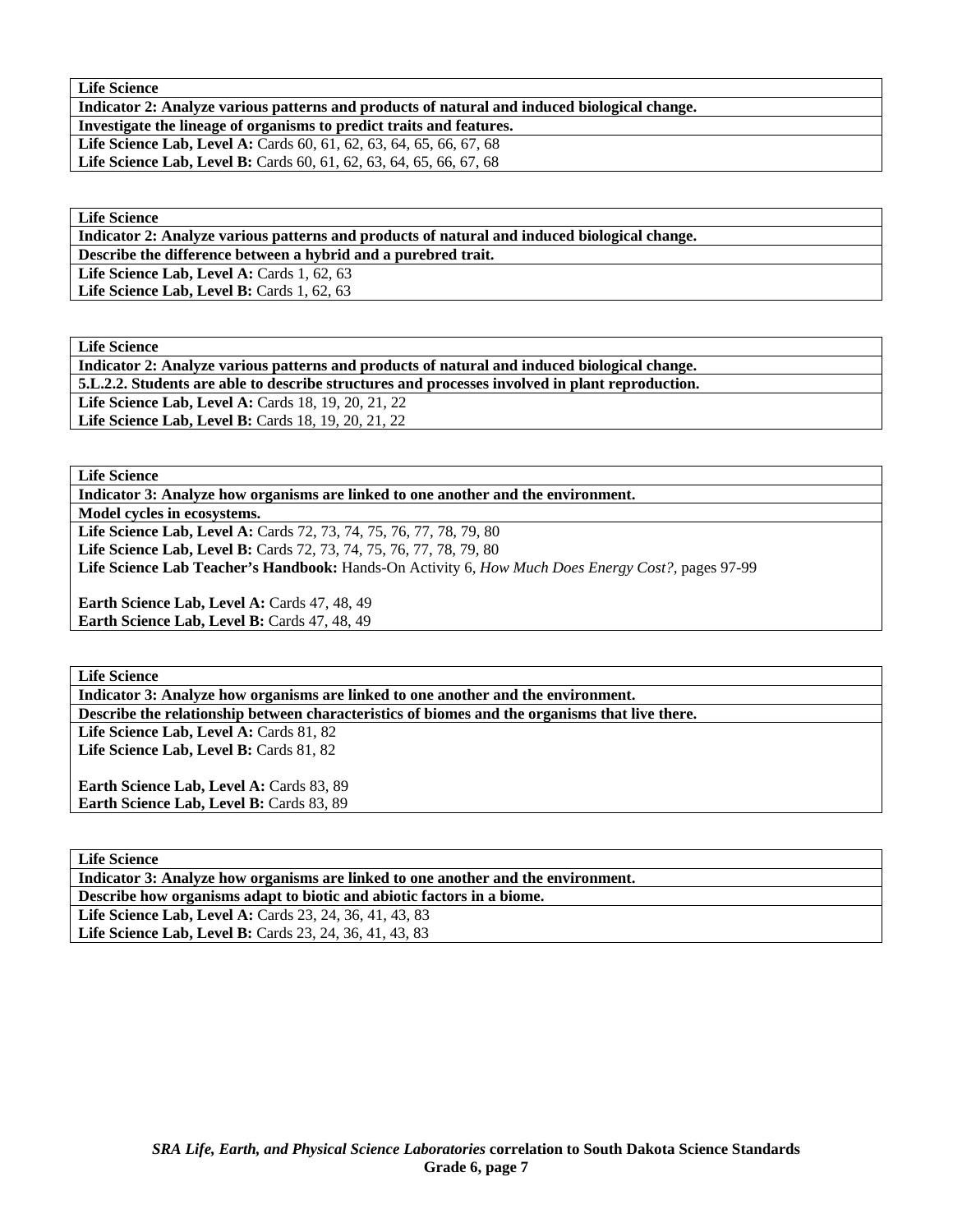| **Life Science** |
|---|
| **Indicator 2: Analyze various patterns and products of natural and induced biological change.** |
| **Investigate the lineage of organisms to predict traits and features.** |
| **Life Science Lab, Level A:** Cards 60, 61, 62, 63, 64, 65, 66, 67, 68<br>**Life Science Lab, Level B:** Cards 60, 61, 62, 63, 64, 65, 66, 67, 68 |

| **Life Science** |
|---|
| **Indicator 2: Analyze various patterns and products of natural and induced biological change.** |
| **Describe the difference between a hybrid and a purebred trait.** |
| **Life Science Lab, Level A:** Cards 1, 62, 63<br>**Life Science Lab, Level B:** Cards 1, 62, 63 |

| **Life Science** |
|---|
| **Indicator 2: Analyze various patterns and products of natural and induced biological change.** |
| **5.L.2.2. Students are able to describe structures and processes involved in plant reproduction.** |
| **Life Science Lab, Level A:** Cards 18, 19, 20, 21, 22<br>**Life Science Lab, Level B:** Cards 18, 19, 20, 21, 22 |

| **Life Science** |
|---|
| **Indicator 3: Analyze how organisms are linked to one another and the environment.** |
| **Model cycles in ecosystems.** |
| **Life Science Lab, Level A:** Cards 72, 73, 74, 75, 76, 77, 78, 79, 80<br>**Life Science Lab, Level B:** Cards 72, 73, 74, 75, 76, 77, 78, 79, 80<br>**Life Science Lab Teacher's Handbook:** Hands-On Activity 6, *How Much Does Energy Cost?,* pages 97-99<br><br>**Earth Science Lab, Level A:** Cards 47, 48, 49<br>**Earth Science Lab, Level B:** Cards 47, 48, 49 |

| **Life Science** |
|---|
| **Indicator 3: Analyze how organisms are linked to one another and the environment.** |
| **Describe the relationship between characteristics of biomes and the organisms that live there.** |
| **Life Science Lab, Level A:** Cards 81, 82<br>**Life Science Lab, Level B:** Cards 81, 82<br><br>**Earth Science Lab, Level A:** Cards 83, 89<br>**Earth Science Lab, Level B:** Cards 83, 89 |

| **Life Science** |
|---|
| **Indicator 3: Analyze how organisms are linked to one another and the environment.** |
| **Describe how organisms adapt to biotic and abiotic factors in a biome.** |
| **Life Science Lab, Level A:** Cards 23, 24, 36, 41, 43, 83<br>**Life Science Lab, Level B:** Cards 23, 24, 36, 41, 43, 83 |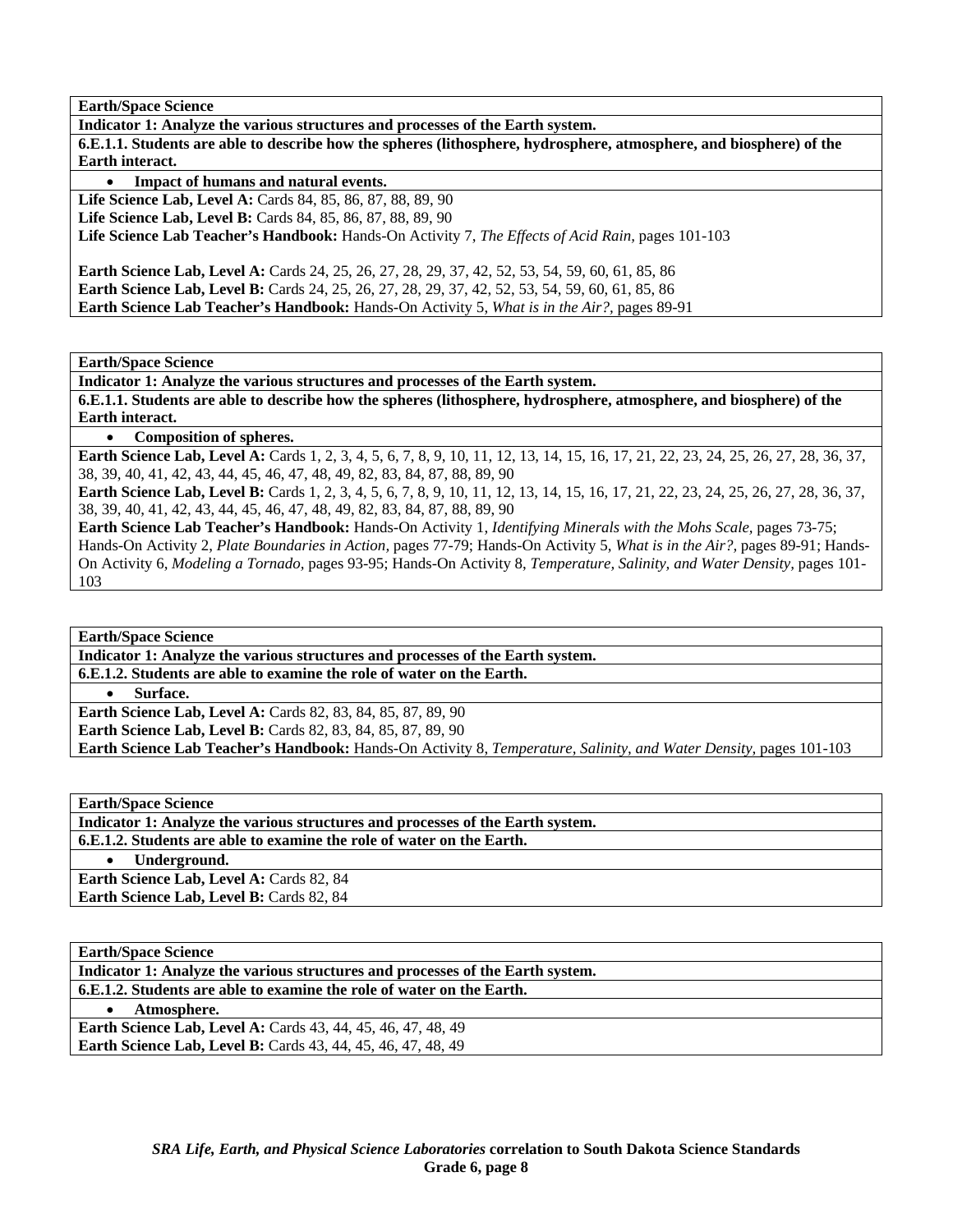**Earth/Space Science**

**Indicator 1: Analyze the various structures and processes of the Earth system.**

**6.E.1.1. Students are able to describe how the spheres (lithosphere, hydrosphere, atmosphere, and biosphere) of the Earth interact.**

- **Impact of humans and natural events.**

**Life Science Lab, Level A:** Cards 84, 85, 86, 87, 88, 89, 90
**Life Science Lab, Level B:** Cards 84, 85, 86, 87, 88, 89, 90
**Life Science Lab Teacher's Handbook:** Hands-On Activity 7, *The Effects of Acid Rain,* pages 101-103

**Earth Science Lab, Level A:** Cards 24, 25, 26, 27, 28, 29, 37, 42, 52, 53, 54, 59, 60, 61, 85, 86
**Earth Science Lab, Level B:** Cards 24, 25, 26, 27, 28, 29, 37, 42, 52, 53, 54, 59, 60, 61, 85, 86
**Earth Science Lab Teacher's Handbook:** Hands-On Activity 5, *What is in the Air?,* pages 89-91

---

**Earth/Space Science**

**Indicator 1: Analyze the various structures and processes of the Earth system.**

**6.E.1.1. Students are able to describe how the spheres (lithosphere, hydrosphere, atmosphere, and biosphere) of the Earth interact.**

- **Composition of spheres.**

**Earth Science Lab, Level A:** Cards 1, 2, 3, 4, 5, 6, 7, 8, 9, 10, 11, 12, 13, 14, 15, 16, 17, 21, 22, 23, 24, 25, 26, 27, 28, 36, 37, 38, 39, 40, 41, 42, 43, 44, 45, 46, 47, 48, 49, 82, 83, 84, 87, 88, 89, 90
**Earth Science Lab, Level B:** Cards 1, 2, 3, 4, 5, 6, 7, 8, 9, 10, 11, 12, 13, 14, 15, 16, 17, 21, 22, 23, 24, 25, 26, 27, 28, 36, 37, 38, 39, 40, 41, 42, 43, 44, 45, 46, 47, 48, 49, 82, 83, 84, 87, 88, 89, 90
**Earth Science Lab Teacher's Handbook:** Hands-On Activity 1, *Identifying Minerals with the Mohs Scale,* pages 73-75; Hands-On Activity 2, *Plate Boundaries in Action,* pages 77-79; Hands-On Activity 5, *What is in the Air?,* pages 89-91; Hands-On Activity 6, *Modeling a Tornado,* pages 93-95; Hands-On Activity 8, *Temperature, Salinity, and Water Density,* pages 101-103

---

**Earth/Space Science**

**Indicator 1: Analyze the various structures and processes of the Earth system.**

**6.E.1.2. Students are able to examine the role of water on the Earth.**

- **Surface.**

**Earth Science Lab, Level A:** Cards 82, 83, 84, 85, 87, 89, 90
**Earth Science Lab, Level B:** Cards 82, 83, 84, 85, 87, 89, 90
**Earth Science Lab Teacher's Handbook:** Hands-On Activity 8, *Temperature, Salinity, and Water Density,* pages 101-103

---

**Earth/Space Science**

**Indicator 1: Analyze the various structures and processes of the Earth system.**

**6.E.1.2. Students are able to examine the role of water on the Earth.**

- **Underground.**

**Earth Science Lab, Level A:** Cards 82, 84
**Earth Science Lab, Level B:** Cards 82, 84

---

**Earth/Space Science**

**Indicator 1: Analyze the various structures and processes of the Earth system.**

**6.E.1.2. Students are able to examine the role of water on the Earth.**

- **Atmosphere.**

**Earth Science Lab, Level A:** Cards 43, 44, 45, 46, 47, 48, 49
**Earth Science Lab, Level B:** Cards 43, 44, 45, 46, 47, 48, 49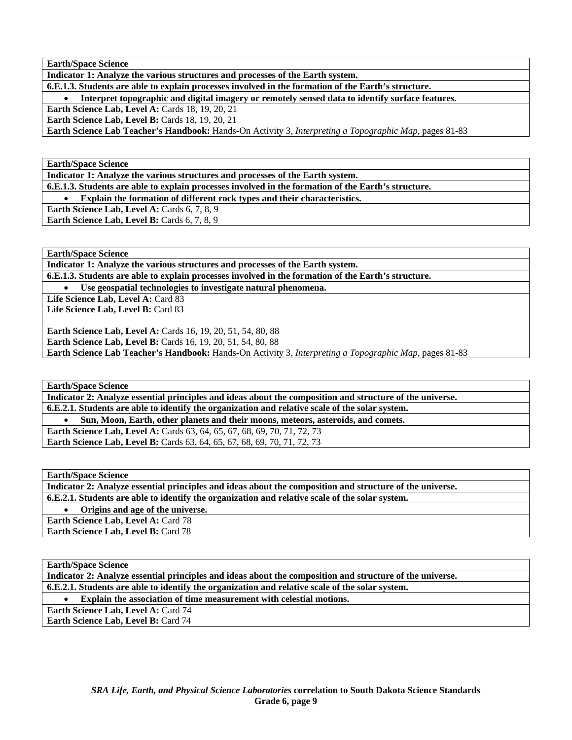| **Earth/Space Science** |
|---|
| **Indicator 1: Analyze the various structures and processes of the Earth system.** |
| **6.E.1.3. Students are able to explain processes involved in the formation of the Earth's structure.** |
| • **Interpret topographic and digital imagery or remotely sensed data to identify surface features.** |
| **Earth Science Lab, Level A:** Cards 18, 19, 20, 21<br>**Earth Science Lab, Level B:** Cards 18, 19, 20, 21<br>**Earth Science Lab Teacher's Handbook:** Hands-On Activity 3, *Interpreting a Topographic Map,* pages 81-83 |

| **Earth/Space Science** |
|---|
| **Indicator 1: Analyze the various structures and processes of the Earth system.** |
| **6.E.1.3. Students are able to explain processes involved in the formation of the Earth's structure.** |
| • **Explain the formation of different rock types and their characteristics.** |
| **Earth Science Lab, Level A:** Cards 6, 7, 8, 9<br>**Earth Science Lab, Level B:** Cards 6, 7, 8, 9 |

| **Earth/Space Science** |
|---|
| **Indicator 1: Analyze the various structures and processes of the Earth system.** |
| **6.E.1.3. Students are able to explain processes involved in the formation of the Earth's structure.** |
| • **Use geospatial technologies to investigate natural phenomena.** |
| **Life Science Lab, Level A:** Card 83<br>**Life Science Lab, Level B:** Card 83<br><br>**Earth Science Lab, Level A:** Cards 16, 19, 20, 51, 54, 80, 88<br>**Earth Science Lab, Level B:** Cards 16, 19, 20, 51, 54, 80, 88<br>**Earth Science Lab Teacher's Handbook:** Hands-On Activity 3, *Interpreting a Topographic Map,* pages 81-83 |

| **Earth/Space Science** |
|---|
| **Indicator 2: Analyze essential principles and ideas about the composition and structure of the universe.** |
| **6.E.2.1. Students are able to identify the organization and relative scale of the solar system.** |
| • **Sun, Moon, Earth, other planets and their moons, meteors, asteroids, and comets.** |
| **Earth Science Lab, Level A:** Cards 63, 64, 65, 67, 68, 69, 70, 71, 72, 73<br>**Earth Science Lab, Level B:** Cards 63, 64, 65, 67, 68, 69, 70, 71, 72, 73 |

| **Earth/Space Science** |
|---|
| **Indicator 2: Analyze essential principles and ideas about the composition and structure of the universe.** |
| **6.E.2.1. Students are able to identify the organization and relative scale of the solar system.** |
| • **Origins and age of the universe.** |
| **Earth Science Lab, Level A:** Card 78<br>**Earth Science Lab, Level B:** Card 78 |

| **Earth/Space Science** |
|---|
| **Indicator 2: Analyze essential principles and ideas about the composition and structure of the universe.** |
| **6.E.2.1. Students are able to identify the organization and relative scale of the solar system.** |
| • **Explain the association of time measurement with celestial motions.** |
| **Earth Science Lab, Level A:** Card 74<br>**Earth Science Lab, Level B:** Card 74 |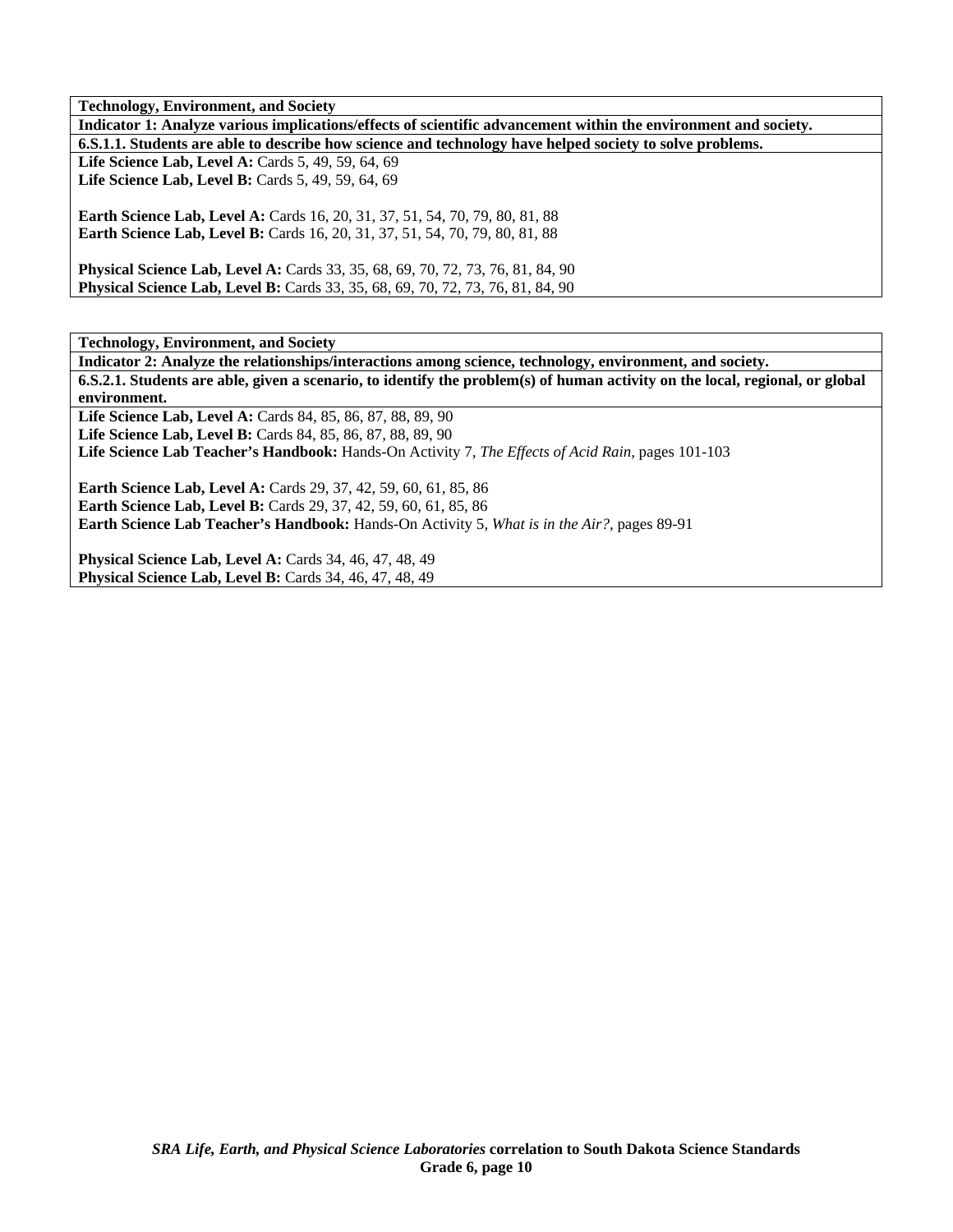**Technology, Environment, and Society**

**Indicator 1: Analyze various implications/effects of scientific advancement within the environment and society.**

**6.S.1.1. Students are able to describe how science and technology have helped society to solve problems.**

**Life Science Lab, Level A:** Cards 5, 49, 59, 64, 69
**Life Science Lab, Level B:** Cards 5, 49, 59, 64, 69

**Earth Science Lab, Level A:** Cards 16, 20, 31, 37, 51, 54, 70, 79, 80, 81, 88
**Earth Science Lab, Level B:** Cards 16, 20, 31, 37, 51, 54, 70, 79, 80, 81, 88

**Physical Science Lab, Level A:** Cards 33, 35, 68, 69, 70, 72, 73, 76, 81, 84, 90
**Physical Science Lab, Level B:** Cards 33, 35, 68, 69, 70, 72, 73, 76, 81, 84, 90

**Technology, Environment, and Society**

**Indicator 2: Analyze the relationships/interactions among science, technology, environment, and society.**

**6.S.2.1. Students are able, given a scenario, to identify the problem(s) of human activity on the local, regional, or global environment.**

**Life Science Lab, Level A:** Cards 84, 85, 86, 87, 88, 89, 90
**Life Science Lab, Level B:** Cards 84, 85, 86, 87, 88, 89, 90
**Life Science Lab Teacher's Handbook:** Hands-On Activity 7, *The Effects of Acid Rain*, pages 101-103

**Earth Science Lab, Level A:** Cards 29, 37, 42, 59, 60, 61, 85, 86
**Earth Science Lab, Level B:** Cards 29, 37, 42, 59, 60, 61, 85, 86
**Earth Science Lab Teacher's Handbook:** Hands-On Activity 5, *What is in the Air?*, pages 89-91

**Physical Science Lab, Level A:** Cards 34, 46, 47, 48, 49
**Physical Science Lab, Level B:** Cards 34, 46, 47, 48, 49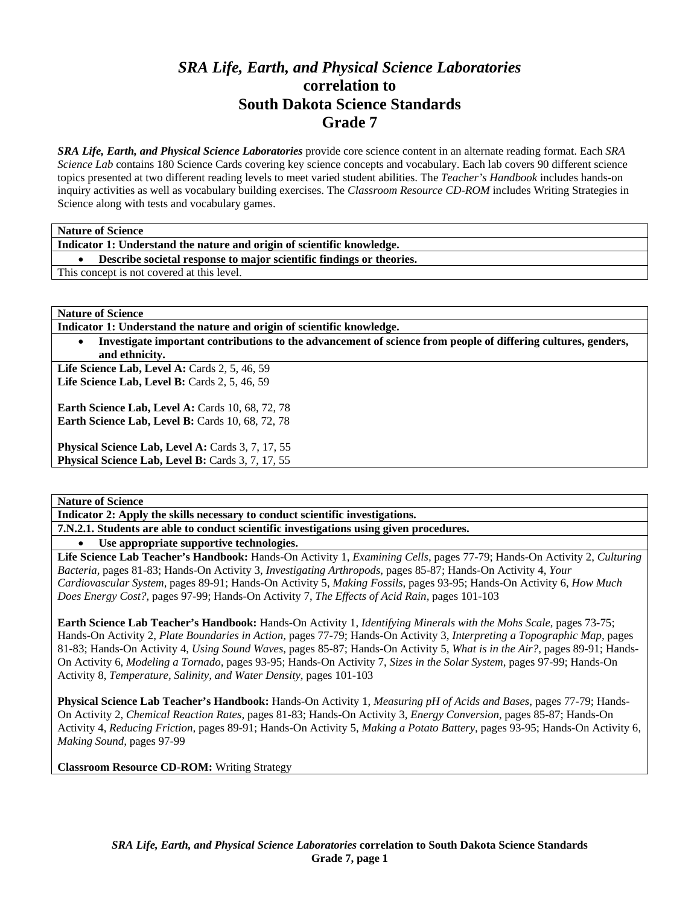# *SRA Life, Earth, and Physical Science Laboratories* correlation to South Dakota Science Standards Grade 7

***SRA Life, Earth, and Physical Science Laboratories*** provide core science content in an alternate reading format. Each *SRA Science Lab* contains 180 Science Cards covering key science concepts and vocabulary. Each lab covers 90 different science topics presented at two different reading levels to meet varied student abilities. The *Teacher's Handbook* includes hands-on inquiry activities as well as vocabulary building exercises. The *Classroom Resource CD-ROM* includes Writing Strategies in Science along with tests and vocabulary games.

---

**Nature of Science**

**Indicator 1: Understand the nature and origin of scientific knowledge.**

- **Describe societal response to major scientific findings or theories.**

This concept is not covered at this level.

---

**Nature of Science**

**Indicator 1: Understand the nature and origin of scientific knowledge.**

- **Investigate important contributions to the advancement of science from people of differing cultures, genders, and ethnicity.**

**Life Science Lab, Level A:** Cards 2, 5, 46, 59
**Life Science Lab, Level B:** Cards 2, 5, 46, 59

**Earth Science Lab, Level A:** Cards 10, 68, 72, 78
**Earth Science Lab, Level B:** Cards 10, 68, 72, 78

**Physical Science Lab, Level A:** Cards 3, 7, 17, 55
**Physical Science Lab, Level B:** Cards 3, 7, 17, 55

---

**Nature of Science**

**Indicator 2: Apply the skills necessary to conduct scientific investigations.**

**7.N.2.1. Students are able to conduct scientific investigations using given procedures.**

- **Use appropriate supportive technologies.**

**Life Science Lab Teacher's Handbook:** Hands-On Activity 1, *Examining Cells*, pages 77-79; Hands-On Activity 2, *Culturing Bacteria*, pages 81-83; Hands-On Activity 3, *Investigating Arthropods*, pages 85-87; Hands-On Activity 4, *Your Cardiovascular System*, pages 89-91; Hands-On Activity 5, *Making Fossils*, pages 93-95; Hands-On Activity 6, *How Much Does Energy Cost?*, pages 97-99; Hands-On Activity 7, *The Effects of Acid Rain*, pages 101-103

**Earth Science Lab Teacher's Handbook:** Hands-On Activity 1, *Identifying Minerals with the Mohs Scale*, pages 73-75; Hands-On Activity 2, *Plate Boundaries in Action*, pages 77-79; Hands-On Activity 3, *Interpreting a Topographic Map*, pages 81-83; Hands-On Activity 4, *Using Sound Waves*, pages 85-87; Hands-On Activity 5, *What is in the Air?*, pages 89-91; Hands-On Activity 6, *Modeling a Tornado*, pages 93-95; Hands-On Activity 7, *Sizes in the Solar System*, pages 97-99; Hands-On Activity 8, *Temperature, Salinity, and Water Density*, pages 101-103

**Physical Science Lab Teacher's Handbook:** Hands-On Activity 1, *Measuring pH of Acids and Bases*, pages 77-79; Hands-On Activity 2, *Chemical Reaction Rates*, pages 81-83; Hands-On Activity 3, *Energy Conversion*, pages 85-87; Hands-On Activity 4, *Reducing Friction*, pages 89-91; Hands-On Activity 5, *Making a Potato Battery*, pages 93-95; Hands-On Activity 6, *Making Sound*, pages 97-99

**Classroom Resource CD-ROM:** Writing Strategy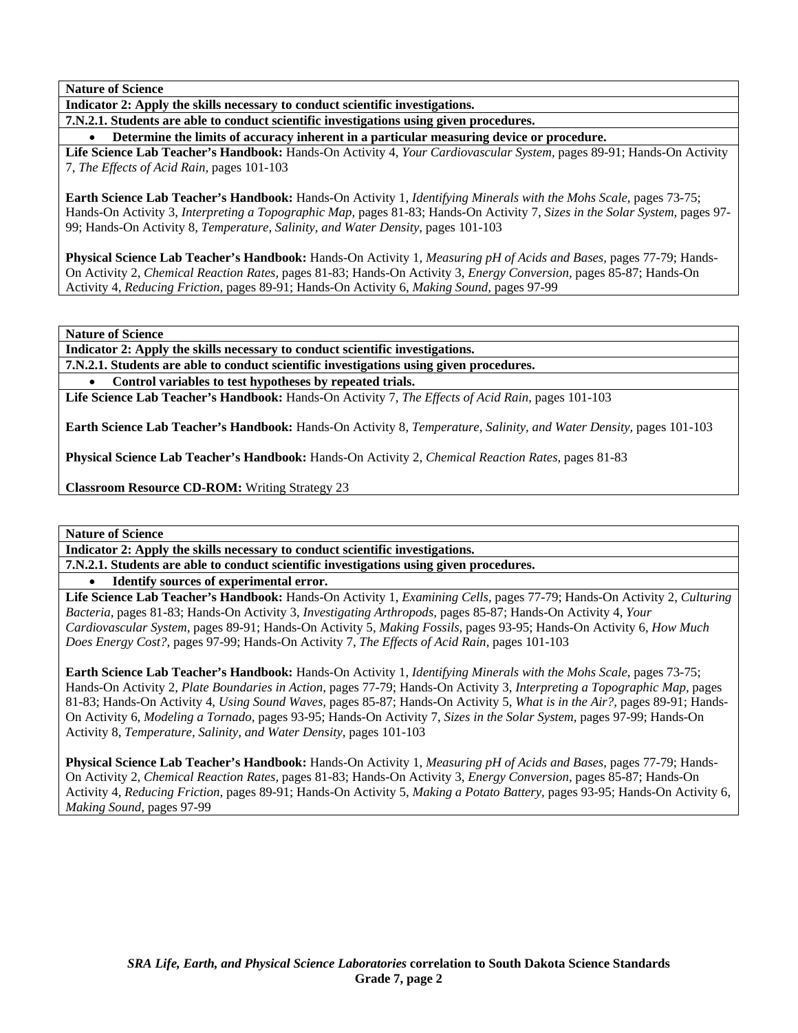**Nature of Science**

**Indicator 2: Apply the skills necessary to conduct scientific investigations.**

**7.N.2.1. Students are able to conduct scientific investigations using given procedures.**

- **Determine the limits of accuracy inherent in a particular measuring device or procedure.**

**Life Science Lab Teacher's Handbook:** Hands-On Activity 4, *Your Cardiovascular System,* pages 89-91; Hands-On Activity 7, *The Effects of Acid Rain,* pages 101-103

**Earth Science Lab Teacher's Handbook:** Hands-On Activity 1, *Identifying Minerals with the Mohs Scale,* pages 73-75; Hands-On Activity 3, *Interpreting a Topographic Map,* pages 81-83; Hands-On Activity 7, *Sizes in the Solar System,* pages 97-99; Hands-On Activity 8, *Temperature, Salinity, and Water Density,* pages 101-103

**Physical Science Lab Teacher's Handbook:** Hands-On Activity 1, *Measuring pH of Acids and Bases,* pages 77-79; Hands-On Activity 2, *Chemical Reaction Rates,* pages 81-83; Hands-On Activity 3, *Energy Conversion,* pages 85-87; Hands-On Activity 4, *Reducing Friction,* pages 89-91; Hands-On Activity 6, *Making Sound,* pages 97-99

**Nature of Science**

**Indicator 2: Apply the skills necessary to conduct scientific investigations.**

**7.N.2.1. Students are able to conduct scientific investigations using given procedures.**

- **Control variables to test hypotheses by repeated trials.**

**Life Science Lab Teacher's Handbook:** Hands-On Activity 7, *The Effects of Acid Rain,* pages 101-103

**Earth Science Lab Teacher's Handbook:** Hands-On Activity 8, *Temperature, Salinity, and Water Density,* pages 101-103

**Physical Science Lab Teacher's Handbook:** Hands-On Activity 2, *Chemical Reaction Rates,* pages 81-83

**Classroom Resource CD-ROM:** Writing Strategy 23

**Nature of Science**

**Indicator 2: Apply the skills necessary to conduct scientific investigations.**

**7.N.2.1. Students are able to conduct scientific investigations using given procedures.**

- **Identify sources of experimental error.**

**Life Science Lab Teacher's Handbook:** Hands-On Activity 1, *Examining Cells,* pages 77-79; Hands-On Activity 2, *Culturing Bacteria,* pages 81-83; Hands-On Activity 3, *Investigating Arthropods,* pages 85-87; Hands-On Activity 4, *Your Cardiovascular System,* pages 89-91; Hands-On Activity 5, *Making Fossils,* pages 93-95; Hands-On Activity 6, *How Much Does Energy Cost?,* pages 97-99; Hands-On Activity 7, *The Effects of Acid Rain,* pages 101-103

**Earth Science Lab Teacher's Handbook:** Hands-On Activity 1, *Identifying Minerals with the Mohs Scale,* pages 73-75; Hands-On Activity 2, *Plate Boundaries in Action,* pages 77-79; Hands-On Activity 3, *Interpreting a Topographic Map*, pages 81-83; Hands-On Activity 4, *Using Sound Waves,* pages 85-87; Hands-On Activity 5, *What is in the Air?,* pages 89-91; Hands-On Activity 6, *Modeling a Tornado,* pages 93-95; Hands-On Activity 7, *Sizes in the Solar System,* pages 97-99; Hands-On Activity 8, *Temperature, Salinity, and Water Density,* pages 101-103

**Physical Science Lab Teacher's Handbook:** Hands-On Activity 1, *Measuring pH of Acids and Bases,* pages 77-79; Hands-On Activity 2, *Chemical Reaction Rates,* pages 81-83; Hands-On Activity 3, *Energy Conversion,* pages 85-87; Hands-On Activity 4, *Reducing Friction,* pages 89-91; Hands-On Activity 5, *Making a Potato Battery*, pages 93-95; Hands-On Activity 6, *Making Sound,* pages 97-99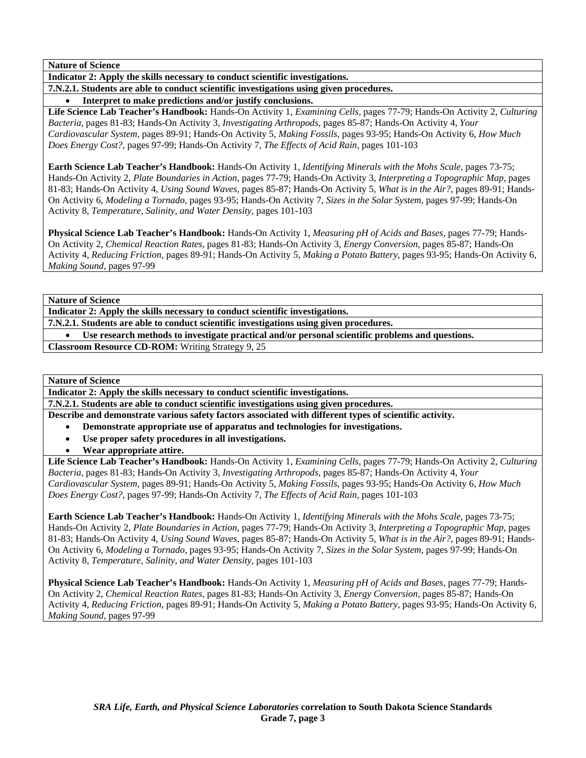**Nature of Science**

**Indicator 2: Apply the skills necessary to conduct scientific investigations.**

**7.N.2.1. Students are able to conduct scientific investigations using given procedures.**

- **Interpret to make predictions and/or justify conclusions.**

**Life Science Lab Teacher's Handbook:** Hands-On Activity 1, *Examining Cells,* pages 77-79; Hands-On Activity 2, *Culturing Bacteria,* pages 81-83; Hands-On Activity 3, *Investigating Arthropods,* pages 85-87; Hands-On Activity 4, *Your Cardiovascular System,* pages 89-91; Hands-On Activity 5, *Making Fossils,* pages 93-95; Hands-On Activity 6, *How Much Does Energy Cost?,* pages 97-99; Hands-On Activity 7, *The Effects of Acid Rain,* pages 101-103

**Earth Science Lab Teacher's Handbook:** Hands-On Activity 1, *Identifying Minerals with the Mohs Scale,* pages 73-75; Hands-On Activity 2, *Plate Boundaries in Action,* pages 77-79; Hands-On Activity 3, *Interpreting a Topographic Map,* pages 81-83; Hands-On Activity 4, *Using Sound Waves,* pages 85-87; Hands-On Activity 5, *What is in the Air?,* pages 89-91; Hands-On Activity 6, *Modeling a Tornado,* pages 93-95; Hands-On Activity 7, *Sizes in the Solar System,* pages 97-99; Hands-On Activity 8, *Temperature, Salinity, and Water Density,* pages 101-103

**Physical Science Lab Teacher's Handbook:** Hands-On Activity 1, *Measuring pH of Acids and Bases,* pages 77-79; Hands-On Activity 2, *Chemical Reaction Rates,* pages 81-83; Hands-On Activity 3, *Energy Conversion,* pages 85-87; Hands-On Activity 4, *Reducing Friction,* pages 89-91; Hands-On Activity 5, *Making a Potato Battery,* pages 93-95; Hands-On Activity 6, *Making Sound,* pages 97-99

---

**Nature of Science**

**Indicator 2: Apply the skills necessary to conduct scientific investigations.**

**7.N.2.1. Students are able to conduct scientific investigations using given procedures.**

- **Use research methods to investigate practical and/or personal scientific problems and questions.**

**Classroom Resource CD-ROM:** Writing Strategy 9, 25

---

**Nature of Science**

**Indicator 2: Apply the skills necessary to conduct scientific investigations.**

**7.N.2.1. Students are able to conduct scientific investigations using given procedures.**

**Describe and demonstrate various safety factors associated with different types of scientific activity.**

- **Demonstrate appropriate use of apparatus and technologies for investigations.**
- **Use proper safety procedures in all investigations.**
- **Wear appropriate attire.**

**Life Science Lab Teacher's Handbook:** Hands-On Activity 1, *Examining Cells,* pages 77-79; Hands-On Activity 2, *Culturing Bacteria,* pages 81-83; Hands-On Activity 3, *Investigating Arthropods,* pages 85-87; Hands-On Activity 4, *Your Cardiovascular System,* pages 89-91; Hands-On Activity 5, *Making Fossils,* pages 93-95; Hands-On Activity 6, *How Much Does Energy Cost?,* pages 97-99; Hands-On Activity 7, *The Effects of Acid Rain,* pages 101-103

**Earth Science Lab Teacher's Handbook:** Hands-On Activity 1, *Identifying Minerals with the Mohs Scale,* pages 73-75; Hands-On Activity 2, *Plate Boundaries in Action,* pages 77-79; Hands-On Activity 3, *Interpreting a Topographic Map,* pages 81-83; Hands-On Activity 4, *Using Sound Waves,* pages 85-87; Hands-On Activity 5, *What is in the Air?,* pages 89-91; Hands-On Activity 6, *Modeling a Tornado,* pages 93-95; Hands-On Activity 7, *Sizes in the Solar System,* pages 97-99; Hands-On Activity 8, *Temperature, Salinity, and Water Density,* pages 101-103

**Physical Science Lab Teacher's Handbook:** Hands-On Activity 1, *Measuring pH of Acids and Bases,* pages 77-79; Hands-On Activity 2, *Chemical Reaction Rates,* pages 81-83; Hands-On Activity 3, *Energy Conversion,* pages 85-87; Hands-On Activity 4, *Reducing Friction,* pages 89-91; Hands-On Activity 5, *Making a Potato Battery,* pages 93-95; Hands-On Activity 6, *Making Sound,* pages 97-99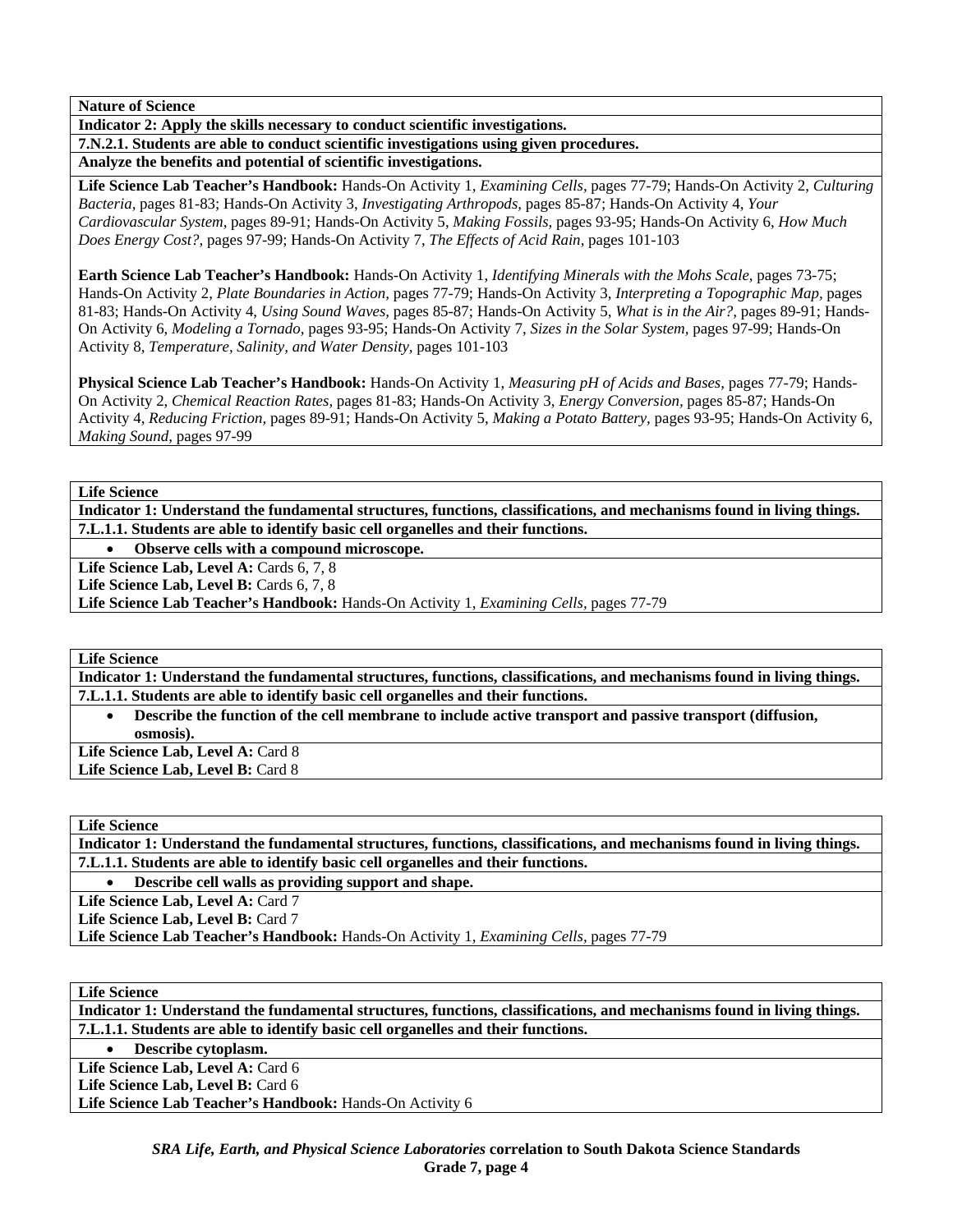**Nature of Science**

**Indicator 2: Apply the skills necessary to conduct scientific investigations.**

**7.N.2.1. Students are able to conduct scientific investigations using given procedures.**

**Analyze the benefits and potential of scientific investigations.**

**Life Science Lab Teacher's Handbook:** Hands-On Activity 1, *Examining Cells,* pages 77-79; Hands-On Activity 2, *Culturing Bacteria,* pages 81-83; Hands-On Activity 3, *Investigating Arthropods,* pages 85-87; Hands-On Activity 4, *Your Cardiovascular System,* pages 89-91; Hands-On Activity 5, *Making Fossils,* pages 93-95; Hands-On Activity 6, *How Much Does Energy Cost?,* pages 97-99; Hands-On Activity 7, *The Effects of Acid Rain,* pages 101-103

**Earth Science Lab Teacher's Handbook:** Hands-On Activity 1, *Identifying Minerals with the Mohs Scale,* pages 73-75; Hands-On Activity 2, *Plate Boundaries in Action,* pages 77-79; Hands-On Activity 3, *Interpreting a Topographic Map,* pages 81-83; Hands-On Activity 4, *Using Sound Waves,* pages 85-87; Hands-On Activity 5, *What is in the Air?,* pages 89-91; Hands-On Activity 6, *Modeling a Tornado,* pages 93-95; Hands-On Activity 7, *Sizes in the Solar System,* pages 97-99; Hands-On Activity 8, *Temperature, Salinity, and Water Density,* pages 101-103

**Physical Science Lab Teacher's Handbook:** Hands-On Activity 1, *Measuring pH of Acids and Bases,* pages 77-79; Hands-On Activity 2, *Chemical Reaction Rates,* pages 81-83; Hands-On Activity 3, *Energy Conversion,* pages 85-87; Hands-On Activity 4, *Reducing Friction,* pages 89-91; Hands-On Activity 5, *Making a Potato Battery,* pages 93-95; Hands-On Activity 6, *Making Sound,* pages 97-99

---

**Life Science**

**Indicator 1: Understand the fundamental structures, functions, classifications, and mechanisms found in living things.**

**7.L.1.1. Students are able to identify basic cell organelles and their functions.**

- **Observe cells with a compound microscope.**

**Life Science Lab, Level A:** Cards 6, 7, 8
**Life Science Lab, Level B:** Cards 6, 7, 8
**Life Science Lab Teacher's Handbook:** Hands-On Activity 1, *Examining Cells,* pages 77-79

---

**Life Science**

**Indicator 1: Understand the fundamental structures, functions, classifications, and mechanisms found in living things.**

**7.L.1.1. Students are able to identify basic cell organelles and their functions.**

- **Describe the function of the cell membrane to include active transport and passive transport (diffusion, osmosis).**

**Life Science Lab, Level A:** Card 8
**Life Science Lab, Level B:** Card 8

---

**Life Science**

**Indicator 1: Understand the fundamental structures, functions, classifications, and mechanisms found in living things.**

**7.L.1.1. Students are able to identify basic cell organelles and their functions.**

- **Describe cell walls as providing support and shape.**

**Life Science Lab, Level A:** Card 7
**Life Science Lab, Level B:** Card 7
**Life Science Lab Teacher's Handbook:** Hands-On Activity 1, *Examining Cells,* pages 77-79

---

**Life Science**

**Indicator 1: Understand the fundamental structures, functions, classifications, and mechanisms found in living things.**

**7.L.1.1. Students are able to identify basic cell organelles and their functions.**

- **Describe cytoplasm.**

**Life Science Lab, Level A:** Card 6
**Life Science Lab, Level B:** Card 6
**Life Science Lab Teacher's Handbook:** Hands-On Activity 6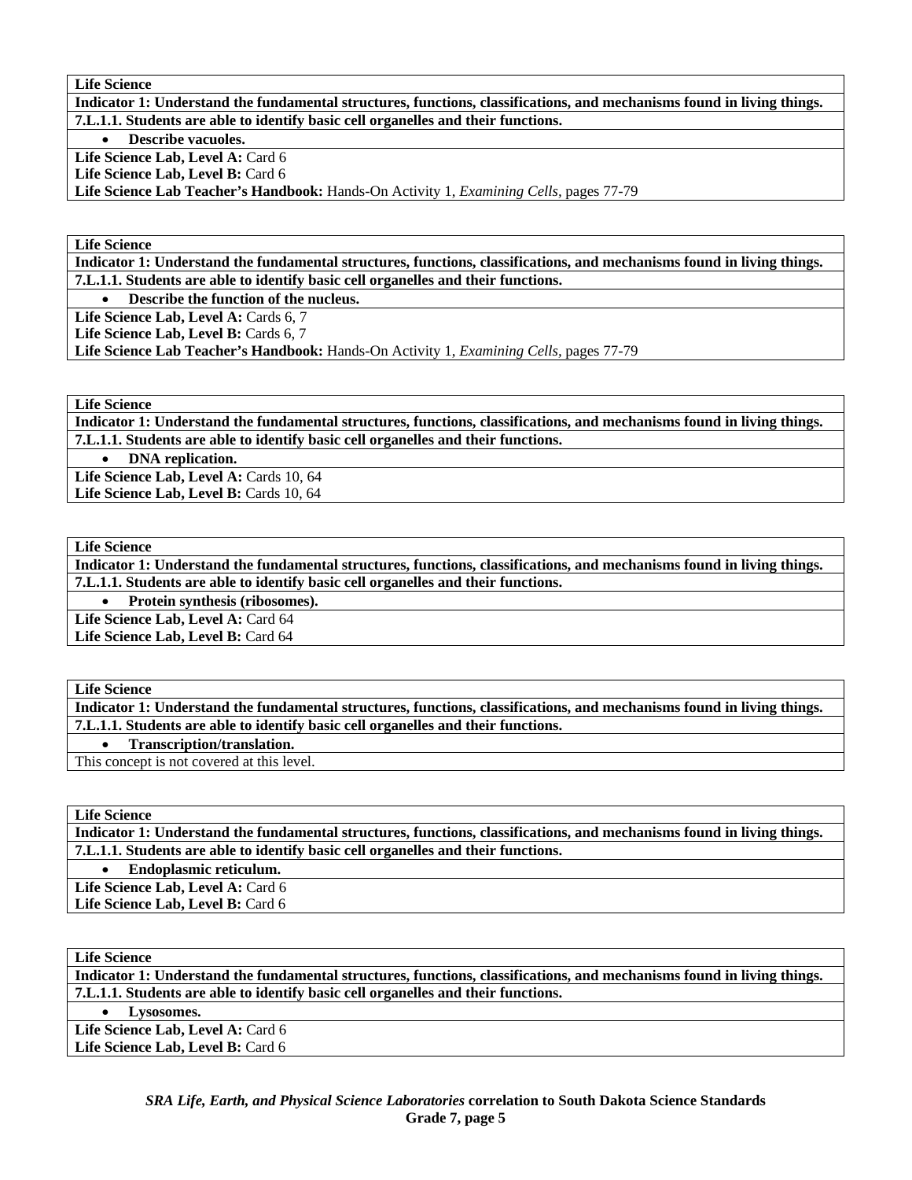| **Life Science** |
|---|
| **Indicator 1: Understand the fundamental structures, functions, classifications, and mechanisms found in living things.** |
| **7.L.1.1. Students are able to identify basic cell organelles and their functions.** |
| • **Describe vacuoles.** |
| **Life Science Lab, Level A:** Card 6<br>**Life Science Lab, Level B:** Card 6<br>**Life Science Lab Teacher's Handbook:** Hands-On Activity 1, *Examining Cells,* pages 77-79 |

| **Life Science** |
|---|
| **Indicator 1: Understand the fundamental structures, functions, classifications, and mechanisms found in living things.** |
| **7.L.1.1. Students are able to identify basic cell organelles and their functions.** |
| • **Describe the function of the nucleus.** |
| **Life Science Lab, Level A:** Cards 6, 7<br>**Life Science Lab, Level B:** Cards 6, 7<br>**Life Science Lab Teacher's Handbook:** Hands-On Activity 1, *Examining Cells,* pages 77-79 |

| **Life Science** |
|---|
| **Indicator 1: Understand the fundamental structures, functions, classifications, and mechanisms found in living things.** |
| **7.L.1.1. Students are able to identify basic cell organelles and their functions.** |
| • **DNA replication.** |
| **Life Science Lab, Level A:** Cards 10, 64<br>**Life Science Lab, Level B:** Cards 10, 64 |

| **Life Science** |
|---|
| **Indicator 1: Understand the fundamental structures, functions, classifications, and mechanisms found in living things.** |
| **7.L.1.1. Students are able to identify basic cell organelles and their functions.** |
| • **Protein synthesis (ribosomes).** |
| **Life Science Lab, Level A:** Card 64<br>**Life Science Lab, Level B:** Card 64 |

| **Life Science** |
|---|
| **Indicator 1: Understand the fundamental structures, functions, classifications, and mechanisms found in living things.** |
| **7.L.1.1. Students are able to identify basic cell organelles and their functions.** |
| • **Transcription/translation.** |
| This concept is not covered at this level. |

| **Life Science** |
|---|
| **Indicator 1: Understand the fundamental structures, functions, classifications, and mechanisms found in living things.** |
| **7.L.1.1. Students are able to identify basic cell organelles and their functions.** |
| • **Endoplasmic reticulum.** |
| **Life Science Lab, Level A:** Card 6<br>**Life Science Lab, Level B:** Card 6 |

| **Life Science** |
|---|
| **Indicator 1: Understand the fundamental structures, functions, classifications, and mechanisms found in living things.** |
| **7.L.1.1. Students are able to identify basic cell organelles and their functions.** |
| • **Lysosomes.** |
| **Life Science Lab, Level A:** Card 6<br>**Life Science Lab, Level B:** Card 6 |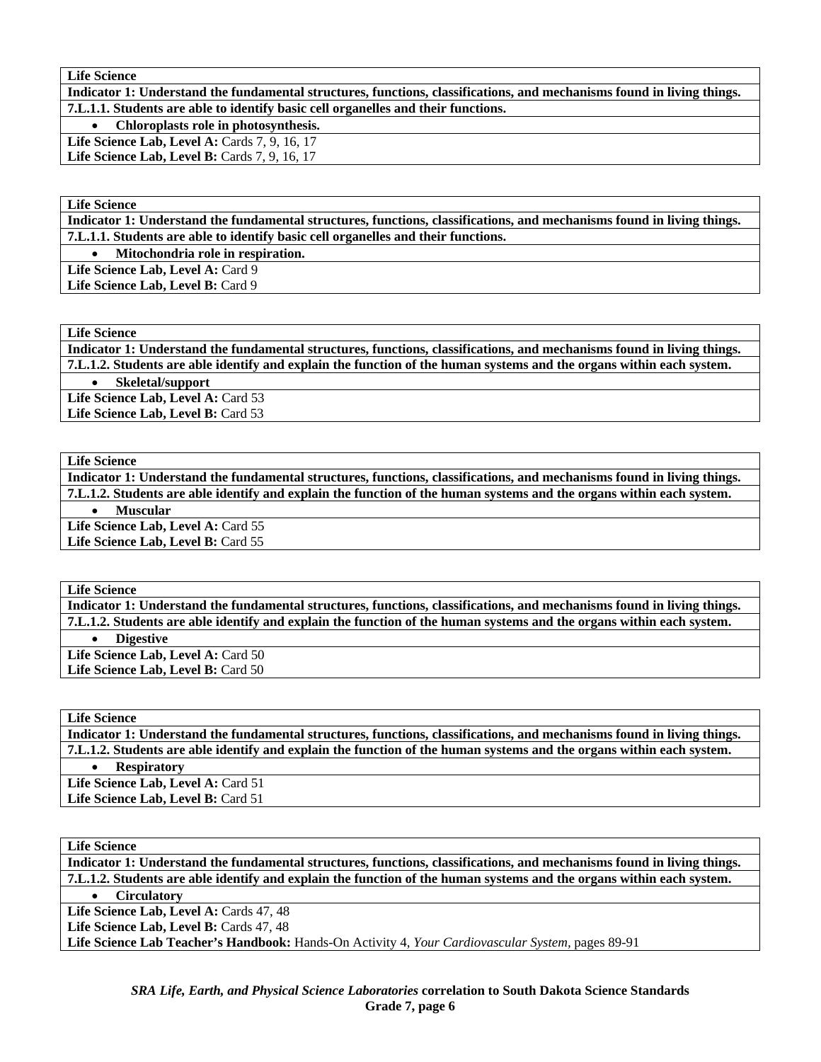| **Life Science** |
|---|
| **Indicator 1: Understand the fundamental structures, functions, classifications, and mechanisms found in living things.** |
| **7.L.1.1. Students are able to identify basic cell organelles and their functions.** |
| • **Chloroplasts role in photosynthesis.** |
| **Life Science Lab, Level A:** Cards 7, 9, 16, 17<br>**Life Science Lab, Level B:** Cards 7, 9, 16, 17 |

| **Life Science** |
|---|
| **Indicator 1: Understand the fundamental structures, functions, classifications, and mechanisms found in living things.** |
| **7.L.1.1. Students are able to identify basic cell organelles and their functions.** |
| • **Mitochondria role in respiration.** |
| **Life Science Lab, Level A:** Card 9<br>**Life Science Lab, Level B:** Card 9 |

| **Life Science** |
|---|
| **Indicator 1: Understand the fundamental structures, functions, classifications, and mechanisms found in living things.** |
| **7.L.1.2. Students are able identify and explain the function of the human systems and the organs within each system.** |
| • **Skeletal/support** |
| **Life Science Lab, Level A:** Card 53<br>**Life Science Lab, Level B:** Card 53 |

| **Life Science** |
|---|
| **Indicator 1: Understand the fundamental structures, functions, classifications, and mechanisms found in living things.** |
| **7.L.1.2. Students are able identify and explain the function of the human systems and the organs within each system.** |
| • **Muscular** |
| **Life Science Lab, Level A:** Card 55<br>**Life Science Lab, Level B:** Card 55 |

| **Life Science** |
|---|
| **Indicator 1: Understand the fundamental structures, functions, classifications, and mechanisms found in living things.** |
| **7.L.1.2. Students are able identify and explain the function of the human systems and the organs within each system.** |
| • **Digestive** |
| **Life Science Lab, Level A:** Card 50<br>**Life Science Lab, Level B:** Card 50 |

| **Life Science** |
|---|
| **Indicator 1: Understand the fundamental structures, functions, classifications, and mechanisms found in living things.** |
| **7.L.1.2. Students are able identify and explain the function of the human systems and the organs within each system.** |
| • **Respiratory** |
| **Life Science Lab, Level A:** Card 51<br>**Life Science Lab, Level B:** Card 51 |

| **Life Science** |
|---|
| **Indicator 1: Understand the fundamental structures, functions, classifications, and mechanisms found in living things.** |
| **7.L.1.2. Students are able identify and explain the function of the human systems and the organs within each system.** |
| • **Circulatory** |
| **Life Science Lab, Level A:** Cards 47, 48<br>**Life Science Lab, Level B:** Cards 47, 48<br>**Life Science Lab Teacher's Handbook:** Hands-On Activity 4, *Your Cardiovascular System*, pages 89-91 |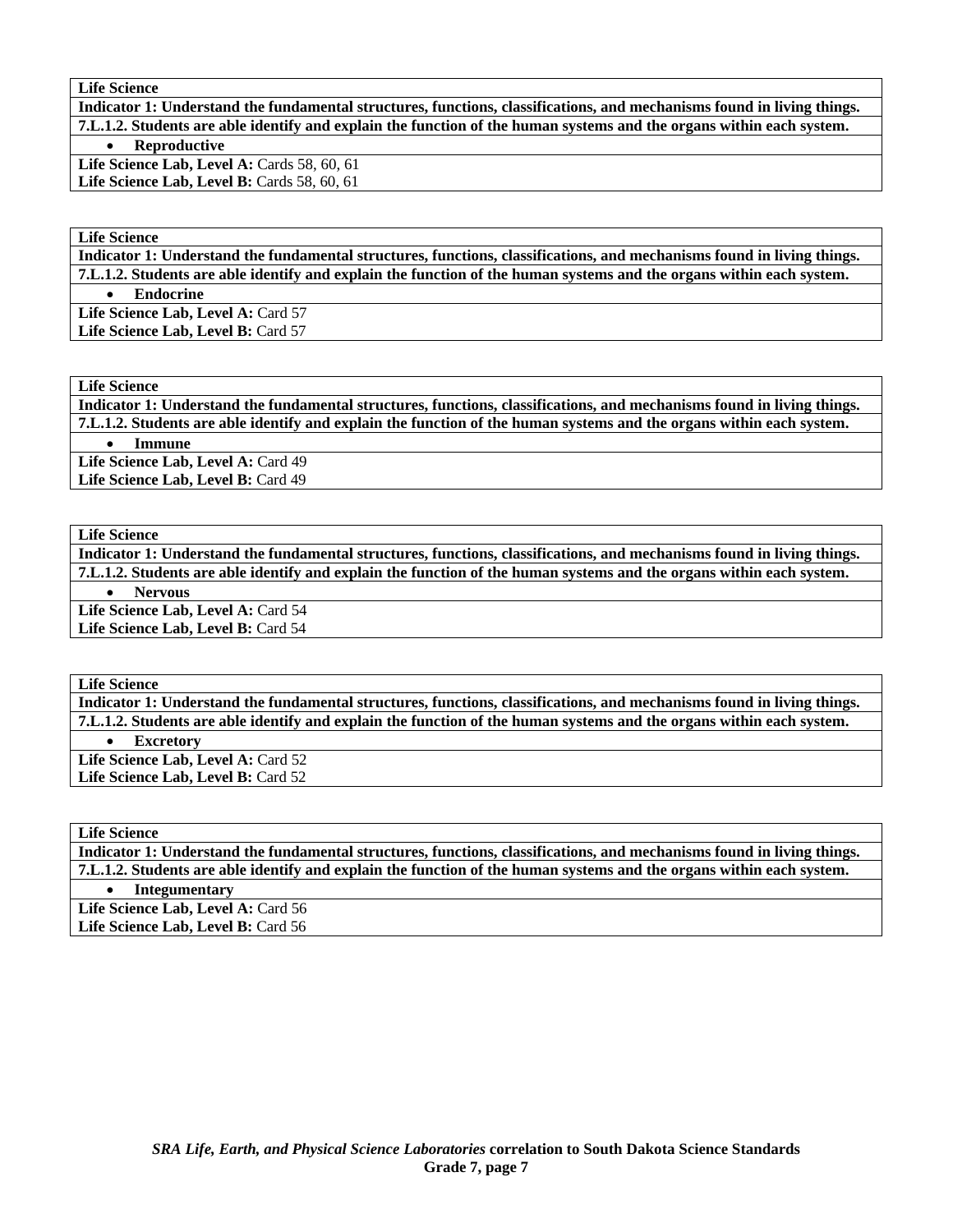**Life Science**

**Indicator 1: Understand the fundamental structures, functions, classifications, and mechanisms found in living things.**

**7.L.1.2. Students are able identify and explain the function of the human systems and the organs within each system.**

- **Reproductive**

**Life Science Lab, Level A:** Cards 58, 60, 61
**Life Science Lab, Level B:** Cards 58, 60, 61

**Life Science**

**Indicator 1: Understand the fundamental structures, functions, classifications, and mechanisms found in living things.**

**7.L.1.2. Students are able identify and explain the function of the human systems and the organs within each system.**

- **Endocrine**

**Life Science Lab, Level A:** Card 57
**Life Science Lab, Level B:** Card 57

**Life Science**

**Indicator 1: Understand the fundamental structures, functions, classifications, and mechanisms found in living things.**

**7.L.1.2. Students are able identify and explain the function of the human systems and the organs within each system.**

- **Immune**

**Life Science Lab, Level A:** Card 49
**Life Science Lab, Level B:** Card 49

**Life Science**

**Indicator 1: Understand the fundamental structures, functions, classifications, and mechanisms found in living things.**

**7.L.1.2. Students are able identify and explain the function of the human systems and the organs within each system.**

- **Nervous**

**Life Science Lab, Level A:** Card 54
**Life Science Lab, Level B:** Card 54

**Life Science**

**Indicator 1: Understand the fundamental structures, functions, classifications, and mechanisms found in living things.**

**7.L.1.2. Students are able identify and explain the function of the human systems and the organs within each system.**

- **Excretory**

**Life Science Lab, Level A:** Card 52
**Life Science Lab, Level B:** Card 52

**Life Science**

**Indicator 1: Understand the fundamental structures, functions, classifications, and mechanisms found in living things.**

**7.L.1.2. Students are able identify and explain the function of the human systems and the organs within each system.**

- **Integumentary**

**Life Science Lab, Level A:** Card 56
**Life Science Lab, Level B:** Card 56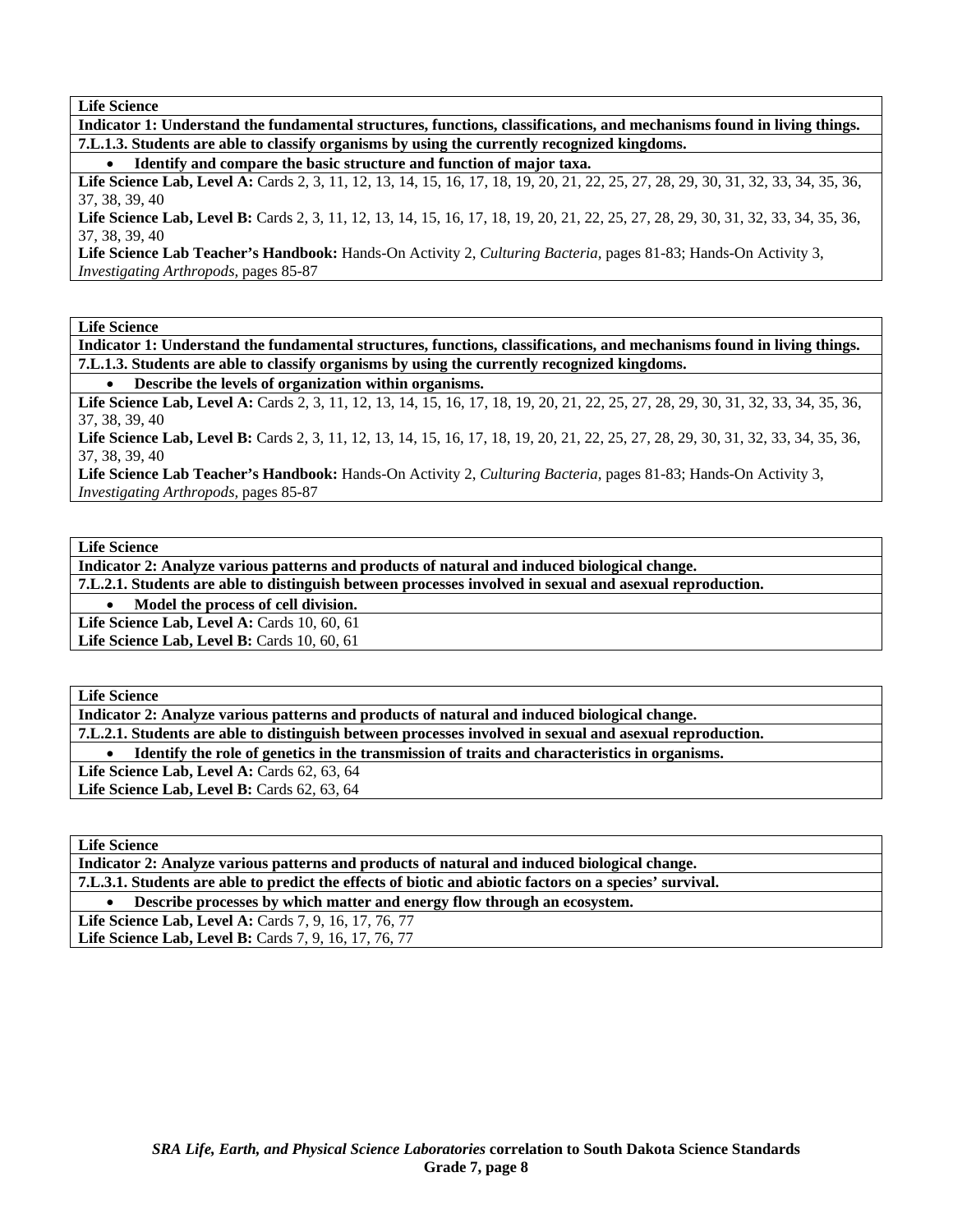**Life Science**

**Indicator 1: Understand the fundamental structures, functions, classifications, and mechanisms found in living things.**

**7.L.1.3. Students are able to classify organisms by using the currently recognized kingdoms.**

- **Identify and compare the basic structure and function of major taxa.**

**Life Science Lab, Level A:** Cards 2, 3, 11, 12, 13, 14, 15, 16, 17, 18, 19, 20, 21, 22, 25, 27, 28, 29, 30, 31, 32, 33, 34, 35, 36, 37, 38, 39, 40

**Life Science Lab, Level B:** Cards 2, 3, 11, 12, 13, 14, 15, 16, 17, 18, 19, 20, 21, 22, 25, 27, 28, 29, 30, 31, 32, 33, 34, 35, 36, 37, 38, 39, 40

**Life Science Lab Teacher's Handbook:** Hands-On Activity 2, *Culturing Bacteria,* pages 81-83; Hands-On Activity 3, *Investigating Arthropods,* pages 85-87

---

**Life Science**

**Indicator 1: Understand the fundamental structures, functions, classifications, and mechanisms found in living things.**

**7.L.1.3. Students are able to classify organisms by using the currently recognized kingdoms.**

- **Describe the levels of organization within organisms.**

**Life Science Lab, Level A:** Cards 2, 3, 11, 12, 13, 14, 15, 16, 17, 18, 19, 20, 21, 22, 25, 27, 28, 29, 30, 31, 32, 33, 34, 35, 36, 37, 38, 39, 40

**Life Science Lab, Level B:** Cards 2, 3, 11, 12, 13, 14, 15, 16, 17, 18, 19, 20, 21, 22, 25, 27, 28, 29, 30, 31, 32, 33, 34, 35, 36, 37, 38, 39, 40

**Life Science Lab Teacher's Handbook:** Hands-On Activity 2, *Culturing Bacteria,* pages 81-83; Hands-On Activity 3, *Investigating Arthropods,* pages 85-87

---

**Life Science**

**Indicator 2: Analyze various patterns and products of natural and induced biological change.**

**7.L.2.1. Students are able to distinguish between processes involved in sexual and asexual reproduction.**

- **Model the process of cell division.**

**Life Science Lab, Level A:** Cards 10, 60, 61

**Life Science Lab, Level B:** Cards 10, 60, 61

---

**Life Science**

**Indicator 2: Analyze various patterns and products of natural and induced biological change.**

**7.L.2.1. Students are able to distinguish between processes involved in sexual and asexual reproduction.**

- **Identify the role of genetics in the transmission of traits and characteristics in organisms.**

**Life Science Lab, Level A:** Cards 62, 63, 64

**Life Science Lab, Level B:** Cards 62, 63, 64

---

**Life Science**

**Indicator 2: Analyze various patterns and products of natural and induced biological change.**

**7.L.3.1. Students are able to predict the effects of biotic and abiotic factors on a species' survival.**

- **Describe processes by which matter and energy flow through an ecosystem.**

**Life Science Lab, Level A:** Cards 7, 9, 16, 17, 76, 77

**Life Science Lab, Level B:** Cards 7, 9, 16, 17, 76, 77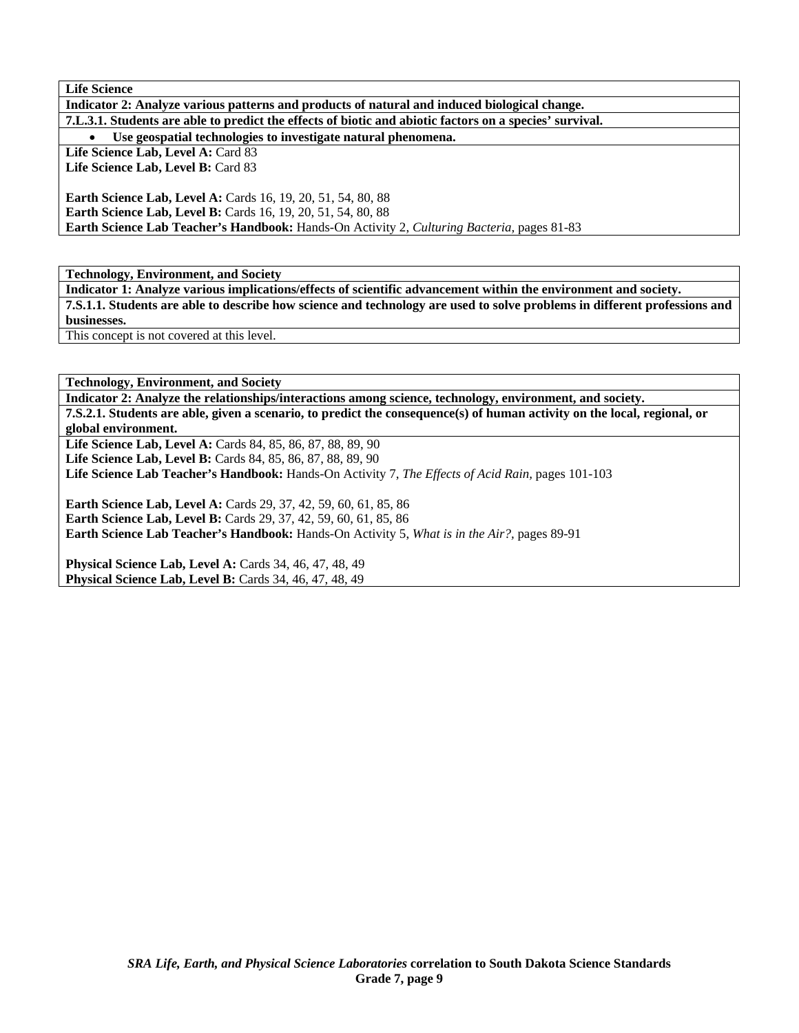**Life Science**

**Indicator 2: Analyze various patterns and products of natural and induced biological change.**

**7.L.3.1. Students are able to predict the effects of biotic and abiotic factors on a species' survival.**

- **Use geospatial technologies to investigate natural phenomena.**

**Life Science Lab, Level A:** Card 83
**Life Science Lab, Level B:** Card 83

**Earth Science Lab, Level A:** Cards 16, 19, 20, 51, 54, 80, 88
**Earth Science Lab, Level B:** Cards 16, 19, 20, 51, 54, 80, 88
**Earth Science Lab Teacher's Handbook:** Hands-On Activity 2, *Culturing Bacteria,* pages 81-83

**Technology, Environment, and Society**

**Indicator 1: Analyze various implications/effects of scientific advancement within the environment and society.**

**7.S.1.1. Students are able to describe how science and technology are used to solve problems in different professions and businesses.**

This concept is not covered at this level.

**Technology, Environment, and Society**

**Indicator 2: Analyze the relationships/interactions among science, technology, environment, and society.**

**7.S.2.1. Students are able, given a scenario, to predict the consequence(s) of human activity on the local, regional, or global environment.**

**Life Science Lab, Level A:** Cards 84, 85, 86, 87, 88, 89, 90
**Life Science Lab, Level B:** Cards 84, 85, 86, 87, 88, 89, 90
**Life Science Lab Teacher's Handbook:** Hands-On Activity 7, *The Effects of Acid Rain,* pages 101-103

**Earth Science Lab, Level A:** Cards 29, 37, 42, 59, 60, 61, 85, 86
**Earth Science Lab, Level B:** Cards 29, 37, 42, 59, 60, 61, 85, 86
**Earth Science Lab Teacher's Handbook:** Hands-On Activity 5, *What is in the Air?,* pages 89-91

**Physical Science Lab, Level A:** Cards 34, 46, 47, 48, 49
**Physical Science Lab, Level B:** Cards 34, 46, 47, 48, 49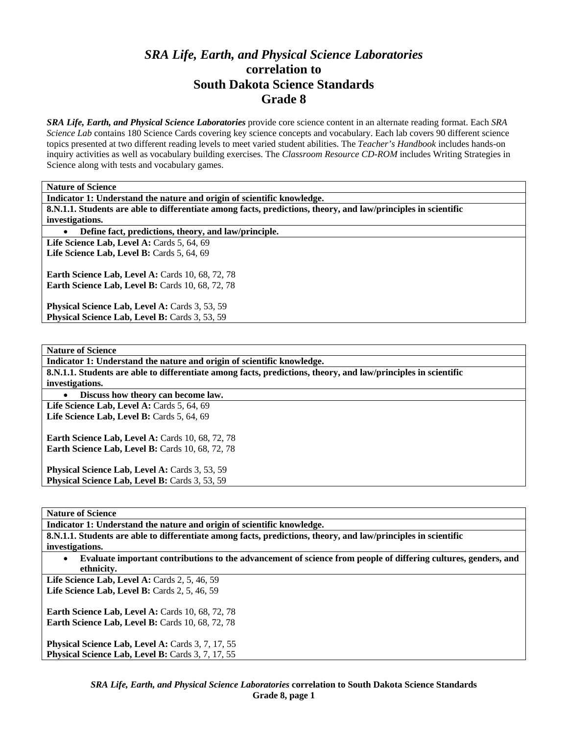# *SRA Life, Earth, and Physical Science Laboratories* correlation to South Dakota Science Standards Grade 8

***SRA Life, Earth, and Physical Science Laboratories*** provide core science content in an alternate reading format. Each *SRA Science Lab* contains 180 Science Cards covering key science concepts and vocabulary. Each lab covers 90 different science topics presented at two different reading levels to meet varied student abilities. The *Teacher's Handbook* includes hands-on inquiry activities as well as vocabulary building exercises. The *Classroom Resource CD-ROM* includes Writing Strategies in Science along with tests and vocabulary games.

| **Nature of Science** |
|---|
| **Indicator 1: Understand the nature and origin of scientific knowledge.** |
| **8.N.1.1. Students are able to differentiate among facts, predictions, theory, and law/principles in scientific investigations.** |
| • **Define fact, predictions, theory, and law/principle.** |
| **Life Science Lab, Level A:** Cards 5, 64, 69<br>**Life Science Lab, Level B:** Cards 5, 64, 69<br><br>**Earth Science Lab, Level A:** Cards 10, 68, 72, 78<br>**Earth Science Lab, Level B:** Cards 10, 68, 72, 78<br><br>**Physical Science Lab, Level A:** Cards 3, 53, 59<br>**Physical Science Lab, Level B:** Cards 3, 53, 59 |

| **Nature of Science** |
|---|
| **Indicator 1: Understand the nature and origin of scientific knowledge.** |
| **8.N.1.1. Students are able to differentiate among facts, predictions, theory, and law/principles in scientific investigations.** |
| • **Discuss how theory can become law.** |
| **Life Science Lab, Level A:** Cards 5, 64, 69<br>**Life Science Lab, Level B:** Cards 5, 64, 69<br><br>**Earth Science Lab, Level A:** Cards 10, 68, 72, 78<br>**Earth Science Lab, Level B:** Cards 10, 68, 72, 78<br><br>**Physical Science Lab, Level A:** Cards 3, 53, 59<br>**Physical Science Lab, Level B:** Cards 3, 53, 59 |

| **Nature of Science** |
|---|
| **Indicator 1: Understand the nature and origin of scientific knowledge.** |
| **8.N.1.1. Students are able to differentiate among facts, predictions, theory, and law/principles in scientific investigations.** |
| • **Evaluate important contributions to the advancement of science from people of differing cultures, genders, and ethnicity.** |
| **Life Science Lab, Level A:** Cards 2, 5, 46, 59<br>**Life Science Lab, Level B:** Cards 2, 5, 46, 59<br><br>**Earth Science Lab, Level A:** Cards 10, 68, 72, 78<br>**Earth Science Lab, Level B:** Cards 10, 68, 72, 78<br><br>**Physical Science Lab, Level A:** Cards 3, 7, 17, 55<br>**Physical Science Lab, Level B:** Cards 3, 7, 17, 55 |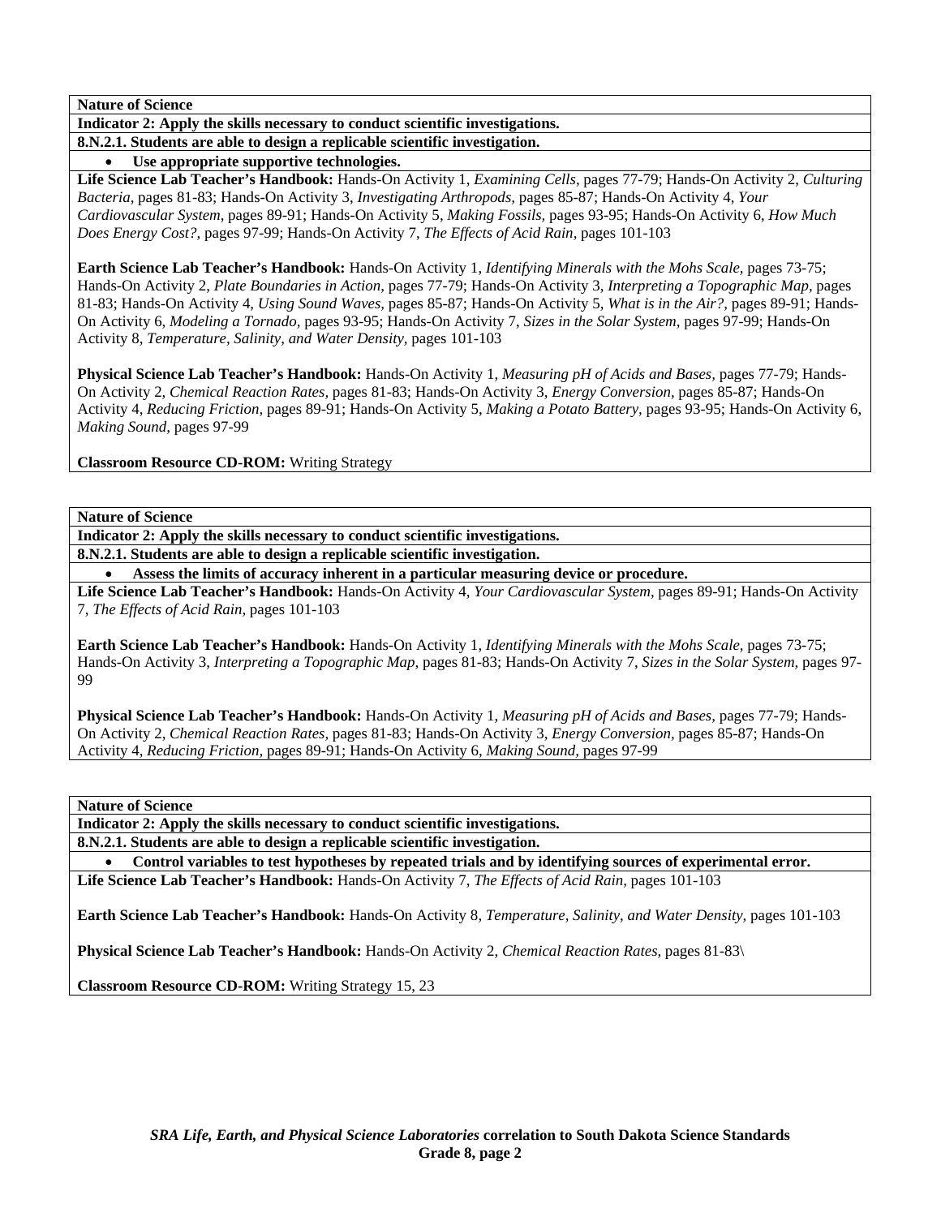**Nature of Science**

**Indicator 2: Apply the skills necessary to conduct scientific investigations.**

**8.N.2.1. Students are able to design a replicable scientific investigation.**

- **Use appropriate supportive technologies.**

**Life Science Lab Teacher's Handbook:** Hands-On Activity 1, *Examining Cells,* pages 77-79; Hands-On Activity 2, *Culturing Bacteria,* pages 81-83; Hands-On Activity 3, *Investigating Arthropods,* pages 85-87; Hands-On Activity 4, *Your Cardiovascular System,* pages 89-91; Hands-On Activity 5, *Making Fossils,* pages 93-95; Hands-On Activity 6, *How Much Does Energy Cost?,* pages 97-99; Hands-On Activity 7, *The Effects of Acid Rain,* pages 101-103

**Earth Science Lab Teacher's Handbook:** Hands-On Activity 1, *Identifying Minerals with the Mohs Scale,* pages 73-75; Hands-On Activity 2, *Plate Boundaries in Action,* pages 77-79; Hands-On Activity 3, *Interpreting a Topographic Map,* pages 81-83; Hands-On Activity 4, *Using Sound Waves,* pages 85-87; Hands-On Activity 5, *What is in the Air?,* pages 89-91; Hands-On Activity 6, *Modeling a Tornado,* pages 93-95; Hands-On Activity 7, *Sizes in the Solar System,* pages 97-99; Hands-On Activity 8, *Temperature, Salinity, and Water Density,* pages 101-103

**Physical Science Lab Teacher's Handbook:** Hands-On Activity 1, *Measuring pH of Acids and Bases,* pages 77-79; Hands-On Activity 2, *Chemical Reaction Rates,* pages 81-83; Hands-On Activity 3, *Energy Conversion,* pages 85-87; Hands-On Activity 4, *Reducing Friction,* pages 89-91; Hands-On Activity 5, *Making a Potato Battery,* pages 93-95; Hands-On Activity 6, *Making Sound,* pages 97-99

**Classroom Resource CD-ROM:** Writing Strategy

**Nature of Science**

**Indicator 2: Apply the skills necessary to conduct scientific investigations.**

**8.N.2.1. Students are able to design a replicable scientific investigation.**

- **Assess the limits of accuracy inherent in a particular measuring device or procedure.**

**Life Science Lab Teacher's Handbook:** Hands-On Activity 4, *Your Cardiovascular System,* pages 89-91; Hands-On Activity 7, *The Effects of Acid Rain,* pages 101-103

**Earth Science Lab Teacher's Handbook:** Hands-On Activity 1, *Identifying Minerals with the Mohs Scale,* pages 73-75; Hands-On Activity 3, *Interpreting a Topographic Map,* pages 81-83; Hands-On Activity 7, *Sizes in the Solar System,* pages 97-99

**Physical Science Lab Teacher's Handbook:** Hands-On Activity 1, *Measuring pH of Acids and Bases,* pages 77-79; Hands-On Activity 2, *Chemical Reaction Rates,* pages 81-83; Hands-On Activity 3, *Energy Conversion,* pages 85-87; Hands-On Activity 4, *Reducing Friction,* pages 89-91; Hands-On Activity 6, *Making Sound,* pages 97-99

**Nature of Science**

**Indicator 2: Apply the skills necessary to conduct scientific investigations.**

**8.N.2.1. Students are able to design a replicable scientific investigation.**

- **Control variables to test hypotheses by repeated trials and by identifying sources of experimental error.**

**Life Science Lab Teacher's Handbook:** Hands-On Activity 7, *The Effects of Acid Rain,* pages 101-103

**Earth Science Lab Teacher's Handbook:** Hands-On Activity 8, *Temperature, Salinity, and Water Density,* pages 101-103

**Physical Science Lab Teacher's Handbook:** Hands-On Activity 2, *Chemical Reaction Rates,* pages 81-83\

**Classroom Resource CD-ROM:** Writing Strategy 15, 23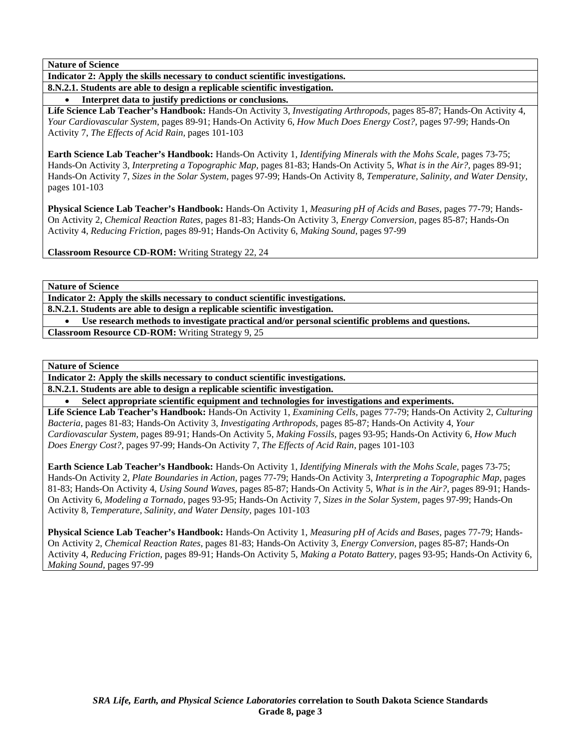**Nature of Science**

**Indicator 2: Apply the skills necessary to conduct scientific investigations.**

**8.N.2.1. Students are able to design a replicable scientific investigation.**

- **Interpret data to justify predictions or conclusions.**

**Life Science Lab Teacher's Handbook:** Hands-On Activity 3, *Investigating Arthropods,* pages 85-87; Hands-On Activity 4, *Your Cardiovascular System,* pages 89-91; Hands-On Activity 6, *How Much Does Energy Cost?,* pages 97-99; Hands-On Activity 7, *The Effects of Acid Rain,* pages 101-103

**Earth Science Lab Teacher's Handbook:** Hands-On Activity 1, *Identifying Minerals with the Mohs Scale,* pages 73-75; Hands-On Activity 3, *Interpreting a Topographic Map,* pages 81-83; Hands-On Activity 5, *What is in the Air?,* pages 89-91; Hands-On Activity 7, *Sizes in the Solar System,* pages 97-99; Hands-On Activity 8, *Temperature, Salinity, and Water Density,* pages 101-103

**Physical Science Lab Teacher's Handbook:** Hands-On Activity 1, *Measuring pH of Acids and Bases,* pages 77-79; Hands-On Activity 2, *Chemical Reaction Rates,* pages 81-83; Hands-On Activity 3, *Energy Conversion,* pages 85-87; Hands-On Activity 4, *Reducing Friction,* pages 89-91; Hands-On Activity 6, *Making Sound,* pages 97-99

**Classroom Resource CD-ROM:** Writing Strategy 22, 24

**Nature of Science**

**Indicator 2: Apply the skills necessary to conduct scientific investigations.**

**8.N.2.1. Students are able to design a replicable scientific investigation.**

- **Use research methods to investigate practical and/or personal scientific problems and questions.**

**Classroom Resource CD-ROM:** Writing Strategy 9, 25

**Nature of Science**

**Indicator 2: Apply the skills necessary to conduct scientific investigations.**

**8.N.2.1. Students are able to design a replicable scientific investigation.**

- **Select appropriate scientific equipment and technologies for investigations and experiments.**

**Life Science Lab Teacher's Handbook:** Hands-On Activity 1, *Examining Cells,* pages 77-79; Hands-On Activity 2, *Culturing Bacteria,* pages 81-83; Hands-On Activity 3, *Investigating Arthropods,* pages 85-87; Hands-On Activity 4, *Your Cardiovascular System,* pages 89-91; Hands-On Activity 5, *Making Fossils,* pages 93-95; Hands-On Activity 6, *How Much Does Energy Cost?,* pages 97-99; Hands-On Activity 7, *The Effects of Acid Rain,* pages 101-103

**Earth Science Lab Teacher's Handbook:** Hands-On Activity 1, *Identifying Minerals with the Mohs Scale,* pages 73-75; Hands-On Activity 2, *Plate Boundaries in Action,* pages 77-79; Hands-On Activity 3, *Interpreting a Topographic Map,* pages 81-83; Hands-On Activity 4, *Using Sound Waves,* pages 85-87; Hands-On Activity 5, *What is in the Air?,* pages 89-91; Hands-On Activity 6, *Modeling a Tornado,* pages 93-95; Hands-On Activity 7, *Sizes in the Solar System,* pages 97-99; Hands-On Activity 8, *Temperature, Salinity, and Water Density,* pages 101-103

**Physical Science Lab Teacher's Handbook:** Hands-On Activity 1, *Measuring pH of Acids and Bases,* pages 77-79; Hands-On Activity 2, *Chemical Reaction Rates,* pages 81-83; Hands-On Activity 3, *Energy Conversion,* pages 85-87; Hands-On Activity 4, *Reducing Friction,* pages 89-91; Hands-On Activity 5, *Making a Potato Battery,* pages 93-95; Hands-On Activity 6, *Making Sound,* pages 97-99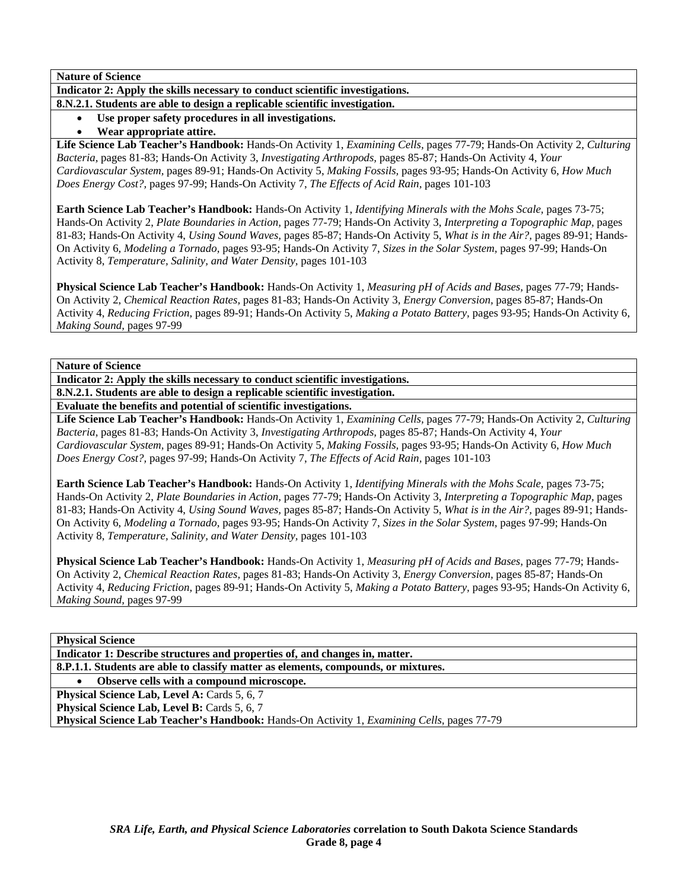**Nature of Science**

**Indicator 2: Apply the skills necessary to conduct scientific investigations.**

**8.N.2.1. Students are able to design a replicable scientific investigation.**

- **Use proper safety procedures in all investigations.**
- **Wear appropriate attire.**

**Life Science Lab Teacher's Handbook:** Hands-On Activity 1, *Examining Cells,* pages 77-79; Hands-On Activity 2, *Culturing Bacteria,* pages 81-83; Hands-On Activity 3, *Investigating Arthropods,* pages 85-87; Hands-On Activity 4, *Your Cardiovascular System,* pages 89-91; Hands-On Activity 5, *Making Fossils,* pages 93-95; Hands-On Activity 6, *How Much Does Energy Cost?,* pages 97-99; Hands-On Activity 7, *The Effects of Acid Rain,* pages 101-103

**Earth Science Lab Teacher's Handbook:** Hands-On Activity 1, *Identifying Minerals with the Mohs Scale,* pages 73-75; Hands-On Activity 2, *Plate Boundaries in Action,* pages 77-79; Hands-On Activity 3, *Interpreting a Topographic Map,* pages 81-83; Hands-On Activity 4, *Using Sound Waves,* pages 85-87; Hands-On Activity 5, *What is in the Air?,* pages 89-91; Hands-On Activity 6, *Modeling a Tornado,* pages 93-95; Hands-On Activity 7, *Sizes in the Solar System,* pages 97-99; Hands-On Activity 8, *Temperature, Salinity, and Water Density,* pages 101-103

**Physical Science Lab Teacher's Handbook:** Hands-On Activity 1, *Measuring pH of Acids and Bases,* pages 77-79; Hands-On Activity 2, *Chemical Reaction Rates,* pages 81-83; Hands-On Activity 3, *Energy Conversion,* pages 85-87; Hands-On Activity 4, *Reducing Friction,* pages 89-91; Hands-On Activity 5, *Making a Potato Battery,* pages 93-95; Hands-On Activity 6, *Making Sound,* pages 97-99

**Nature of Science**

**Indicator 2: Apply the skills necessary to conduct scientific investigations.**

**8.N.2.1. Students are able to design a replicable scientific investigation.**

**Evaluate the benefits and potential of scientific investigations.**

**Life Science Lab Teacher's Handbook:** Hands-On Activity 1, *Examining Cells,* pages 77-79; Hands-On Activity 2, *Culturing Bacteria,* pages 81-83; Hands-On Activity 3, *Investigating Arthropods,* pages 85-87; Hands-On Activity 4, *Your Cardiovascular System,* pages 89-91; Hands-On Activity 5, *Making Fossils,* pages 93-95; Hands-On Activity 6, *How Much Does Energy Cost?,* pages 97-99; Hands-On Activity 7, *The Effects of Acid Rain,* pages 101-103

**Earth Science Lab Teacher's Handbook:** Hands-On Activity 1, *Identifying Minerals with the Mohs Scale,* pages 73-75; Hands-On Activity 2, *Plate Boundaries in Action,* pages 77-79; Hands-On Activity 3, *Interpreting a Topographic Map,* pages 81-83; Hands-On Activity 4, *Using Sound Waves,* pages 85-87; Hands-On Activity 5, *What is in the Air?,* pages 89-91; Hands-On Activity 6, *Modeling a Tornado,* pages 93-95; Hands-On Activity 7, *Sizes in the Solar System,* pages 97-99; Hands-On Activity 8, *Temperature, Salinity, and Water Density,* pages 101-103

**Physical Science Lab Teacher's Handbook:** Hands-On Activity 1, *Measuring pH of Acids and Bases,* pages 77-79; Hands-On Activity 2, *Chemical Reaction Rates,* pages 81-83; Hands-On Activity 3, *Energy Conversion,* pages 85-87; Hands-On Activity 4, *Reducing Friction,* pages 89-91; Hands-On Activity 5, *Making a Potato Battery,* pages 93-95; Hands-On Activity 6, *Making Sound,* pages 97-99

**Physical Science**

**Indicator 1: Describe structures and properties of, and changes in, matter.**

**8.P.1.1. Students are able to classify matter as elements, compounds, or mixtures.**

- **Observe cells with a compound microscope.**

**Physical Science Lab, Level A:** Cards 5, 6, 7

**Physical Science Lab, Level B:** Cards 5, 6, 7

**Physical Science Lab Teacher's Handbook:** Hands-On Activity 1, *Examining Cells,* pages 77-79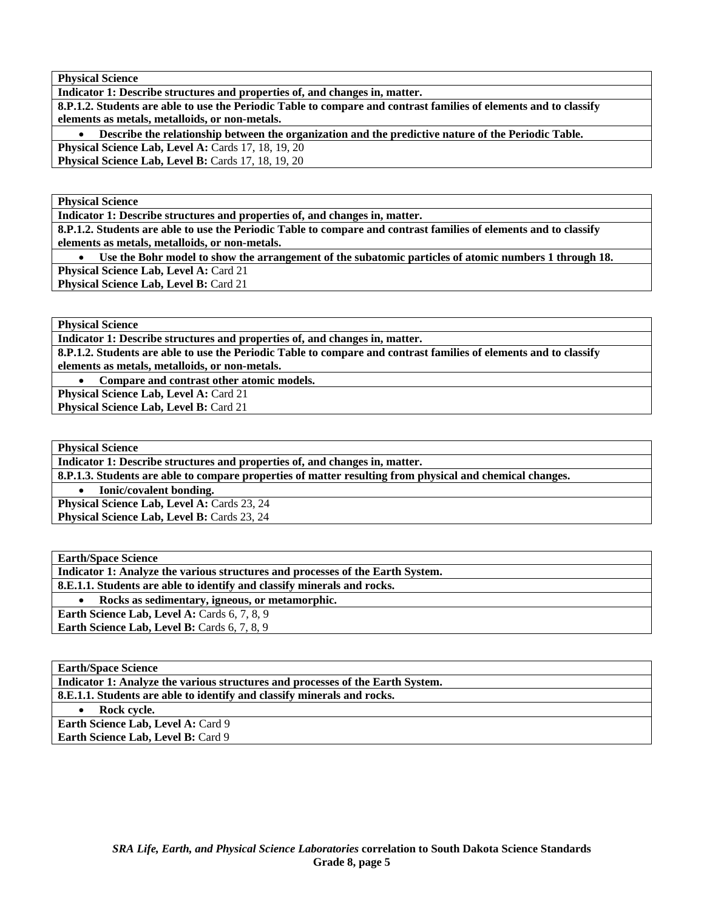| **Physical Science** |
|---|
| **Indicator 1: Describe structures and properties of, and changes in, matter.** |
| **8.P.1.2. Students are able to use the Periodic Table to compare and contrast families of elements and to classify elements as metals, metalloids, or non-metals.** |
| • **Describe the relationship between the organization and the predictive nature of the Periodic Table.** |
| **Physical Science Lab, Level A:** Cards 17, 18, 19, 20<br>**Physical Science Lab, Level B:** Cards 17, 18, 19, 20 |

| **Physical Science** |
|---|
| **Indicator 1: Describe structures and properties of, and changes in, matter.** |
| **8.P.1.2. Students are able to use the Periodic Table to compare and contrast families of elements and to classify elements as metals, metalloids, or non-metals.** |
| • **Use the Bohr model to show the arrangement of the subatomic particles of atomic numbers 1 through 18.** |
| **Physical Science Lab, Level A:** Card 21<br>**Physical Science Lab, Level B:** Card 21 |

| **Physical Science** |
|---|
| **Indicator 1: Describe structures and properties of, and changes in, matter.** |
| **8.P.1.2. Students are able to use the Periodic Table to compare and contrast families of elements and to classify elements as metals, metalloids, or non-metals.** |
| • **Compare and contrast other atomic models.** |
| **Physical Science Lab, Level A:** Card 21<br>**Physical Science Lab, Level B:** Card 21 |

| **Physical Science** |
|---|
| **Indicator 1: Describe structures and properties of, and changes in, matter.** |
| **8.P.1.3. Students are able to compare properties of matter resulting from physical and chemical changes.** |
| • **Ionic/covalent bonding.** |
| **Physical Science Lab, Level A:** Cards 23, 24<br>**Physical Science Lab, Level B:** Cards 23, 24 |

| **Earth/Space Science** |
|---|
| **Indicator 1: Analyze the various structures and processes of the Earth System.** |
| **8.E.1.1. Students are able to identify and classify minerals and rocks.** |
| • **Rocks as sedimentary, igneous, or metamorphic.** |
| **Earth Science Lab, Level A:** Cards 6, 7, 8, 9<br>**Earth Science Lab, Level B:** Cards 6, 7, 8, 9 |

| **Earth/Space Science** |
|---|
| **Indicator 1: Analyze the various structures and processes of the Earth System.** |
| **8.E.1.1. Students are able to identify and classify minerals and rocks.** |
| • **Rock cycle.** |
| **Earth Science Lab, Level A:** Card 9<br>**Earth Science Lab, Level B:** Card 9 |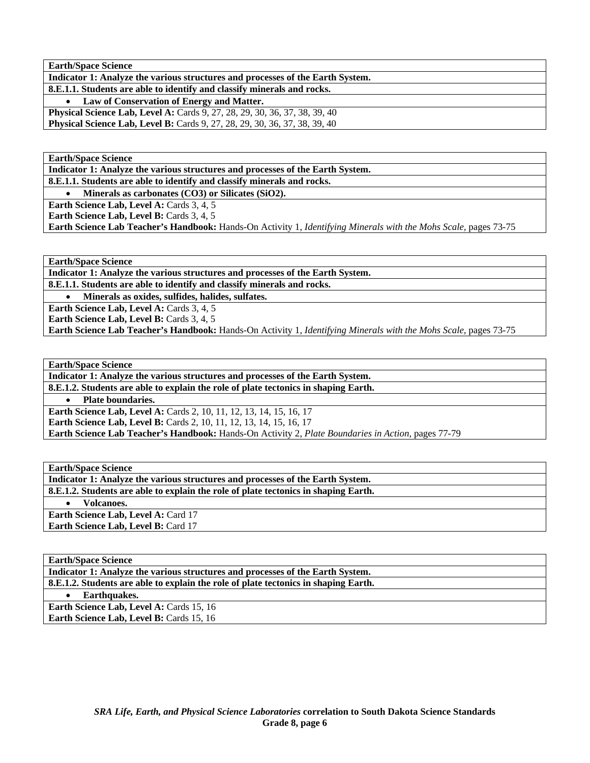| **Earth/Space Science** |
|---|
| **Indicator 1: Analyze the various structures and processes of the Earth System.** |
| **8.E.1.1. Students are able to identify and classify minerals and rocks.** |
| • **Law of Conservation of Energy and Matter.** |
| **Physical Science Lab, Level A:** Cards 9, 27, 28, 29, 30, 36, 37, 38, 39, 40<br>**Physical Science Lab, Level B:** Cards 9, 27, 28, 29, 30, 36, 37, 38, 39, 40 |

| **Earth/Space Science** |
|---|
| **Indicator 1: Analyze the various structures and processes of the Earth System.** |
| **8.E.1.1. Students are able to identify and classify minerals and rocks.** |
| • **Minerals as carbonates (CO3) or Silicates (SiO2).** |
| **Earth Science Lab, Level A:** Cards 3, 4, 5<br>**Earth Science Lab, Level B:** Cards 3, 4, 5<br>**Earth Science Lab Teacher's Handbook:** Hands-On Activity 1, *Identifying Minerals with the Mohs Scale,* pages 73-75 |

| **Earth/Space Science** |
|---|
| **Indicator 1: Analyze the various structures and processes of the Earth System.** |
| **8.E.1.1. Students are able to identify and classify minerals and rocks.** |
| • **Minerals as oxides, sulfides, halides, sulfates.** |
| **Earth Science Lab, Level A:** Cards 3, 4, 5<br>**Earth Science Lab, Level B:** Cards 3, 4, 5<br>**Earth Science Lab Teacher's Handbook:** Hands-On Activity 1, *Identifying Minerals with the Mohs Scale,* pages 73-75 |

| **Earth/Space Science** |
|---|
| **Indicator 1: Analyze the various structures and processes of the Earth System.** |
| **8.E.1.2. Students are able to explain the role of plate tectonics in shaping Earth.** |
| • **Plate boundaries.** |
| **Earth Science Lab, Level A:** Cards 2, 10, 11, 12, 13, 14, 15, 16, 17<br>**Earth Science Lab, Level B:** Cards 2, 10, 11, 12, 13, 14, 15, 16, 17<br>**Earth Science Lab Teacher's Handbook:** Hands-On Activity 2, *Plate Boundaries in Action,* pages 77-79 |

| **Earth/Space Science** |
|---|
| **Indicator 1: Analyze the various structures and processes of the Earth System.** |
| **8.E.1.2. Students are able to explain the role of plate tectonics in shaping Earth.** |
| • **Volcanoes.** |
| **Earth Science Lab, Level A:** Card 17<br>**Earth Science Lab, Level B:** Card 17 |

| **Earth/Space Science** |
|---|
| **Indicator 1: Analyze the various structures and processes of the Earth System.** |
| **8.E.1.2. Students are able to explain the role of plate tectonics in shaping Earth.** |
| • **Earthquakes.** |
| **Earth Science Lab, Level A:** Cards 15, 16<br>**Earth Science Lab, Level B:** Cards 15, 16 |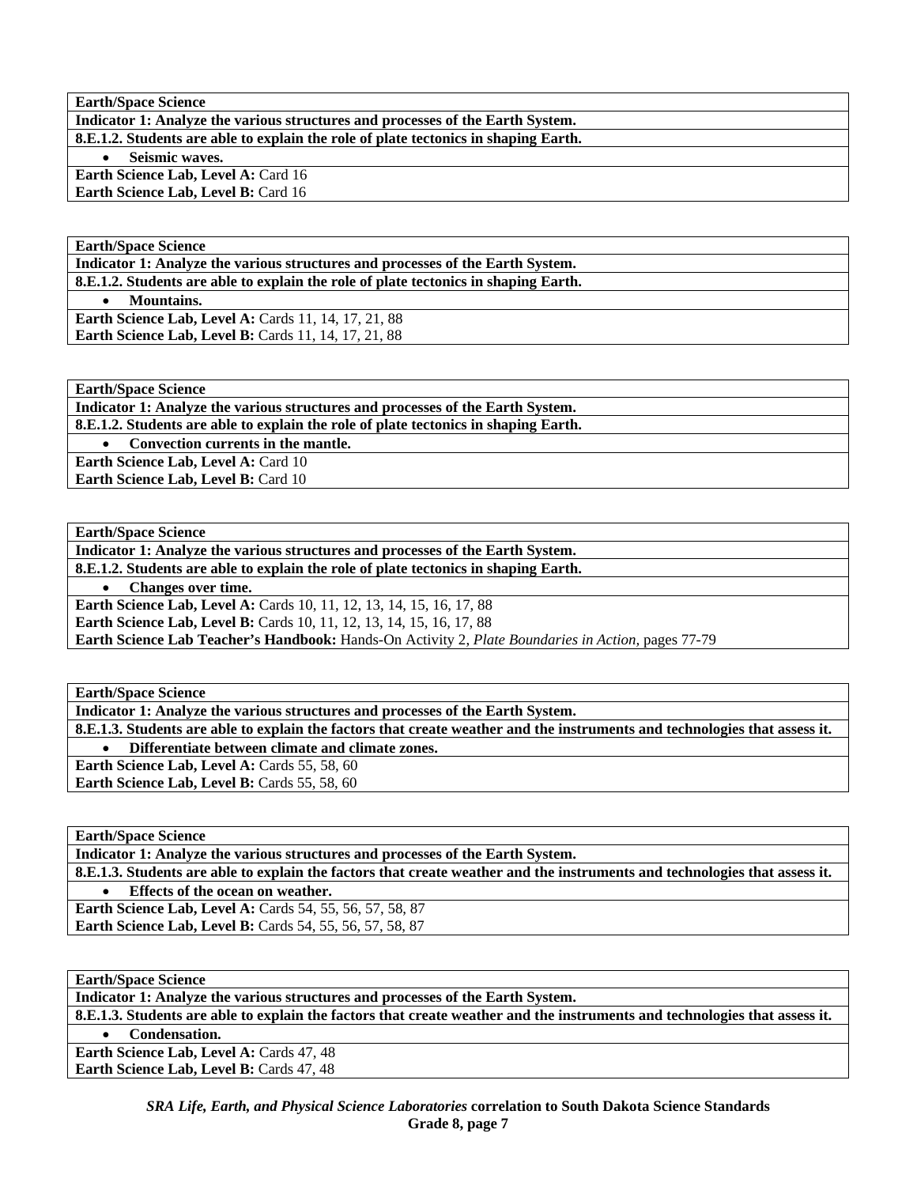| **Earth/Space Science** |
|---|
| **Indicator 1: Analyze the various structures and processes of the Earth System.** |
| **8.E.1.2. Students are able to explain the role of plate tectonics in shaping Earth.** |
| • **Seismic waves.** |
| **Earth Science Lab, Level A:** Card 16<br>**Earth Science Lab, Level B:** Card 16 |

| **Earth/Space Science** |
|---|
| **Indicator 1: Analyze the various structures and processes of the Earth System.** |
| **8.E.1.2. Students are able to explain the role of plate tectonics in shaping Earth.** |
| • **Mountains.** |
| **Earth Science Lab, Level A:** Cards 11, 14, 17, 21, 88<br>**Earth Science Lab, Level B:** Cards 11, 14, 17, 21, 88 |

| **Earth/Space Science** |
|---|
| **Indicator 1: Analyze the various structures and processes of the Earth System.** |
| **8.E.1.2. Students are able to explain the role of plate tectonics in shaping Earth.** |
| • **Convection currents in the mantle.** |
| **Earth Science Lab, Level A:** Card 10<br>**Earth Science Lab, Level B:** Card 10 |

| **Earth/Space Science** |
|---|
| **Indicator 1: Analyze the various structures and processes of the Earth System.** |
| **8.E.1.2. Students are able to explain the role of plate tectonics in shaping Earth.** |
| • **Changes over time.** |
| **Earth Science Lab, Level A:** Cards 10, 11, 12, 13, 14, 15, 16, 17, 88<br>**Earth Science Lab, Level B:** Cards 10, 11, 12, 13, 14, 15, 16, 17, 88<br>**Earth Science Lab Teacher's Handbook:** Hands-On Activity 2, *Plate Boundaries in Action,* pages 77-79 |

| **Earth/Space Science** |
|---|
| **Indicator 1: Analyze the various structures and processes of the Earth System.** |
| **8.E.1.3. Students are able to explain the factors that create weather and the instruments and technologies that assess it.** |
| • **Differentiate between climate and climate zones.** |
| **Earth Science Lab, Level A:** Cards 55, 58, 60<br>**Earth Science Lab, Level B:** Cards 55, 58, 60 |

| **Earth/Space Science** |
|---|
| **Indicator 1: Analyze the various structures and processes of the Earth System.** |
| **8.E.1.3. Students are able to explain the factors that create weather and the instruments and technologies that assess it.** |
| • **Effects of the ocean on weather.** |
| **Earth Science Lab, Level A:** Cards 54, 55, 56, 57, 58, 87<br>**Earth Science Lab, Level B:** Cards 54, 55, 56, 57, 58, 87 |

| **Earth/Space Science** |
|---|
| **Indicator 1: Analyze the various structures and processes of the Earth System.** |
| **8.E.1.3. Students are able to explain the factors that create weather and the instruments and technologies that assess it.** |
| • **Condensation.** |
| **Earth Science Lab, Level A:** Cards 47, 48<br>**Earth Science Lab, Level B:** Cards 47, 48 |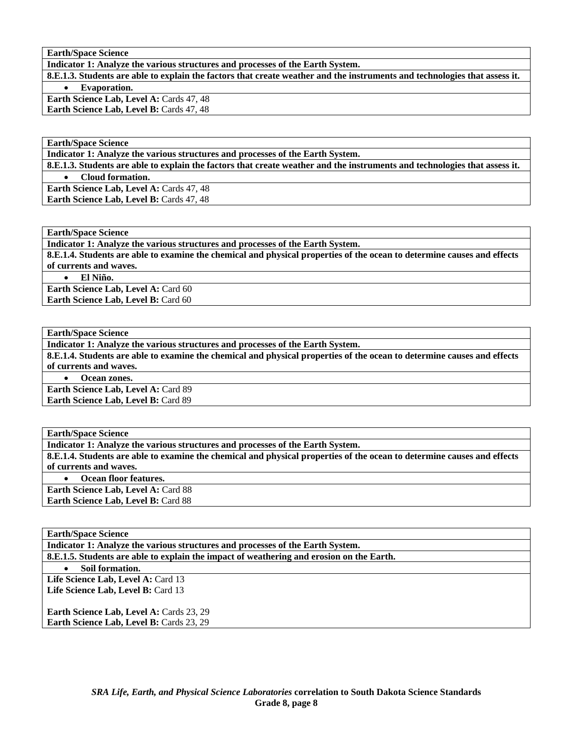**Earth/Space Science**

**Indicator 1: Analyze the various structures and processes of the Earth System.**

**8.E.1.3. Students are able to explain the factors that create weather and the instruments and technologies that assess it.**

- **Evaporation.**

**Earth Science Lab, Level A:** Cards 47, 48
**Earth Science Lab, Level B:** Cards 47, 48

---

**Earth/Space Science**

**Indicator 1: Analyze the various structures and processes of the Earth System.**

**8.E.1.3. Students are able to explain the factors that create weather and the instruments and technologies that assess it.**

- **Cloud formation.**

**Earth Science Lab, Level A:** Cards 47, 48
**Earth Science Lab, Level B:** Cards 47, 48

---

**Earth/Space Science**

**Indicator 1: Analyze the various structures and processes of the Earth System.**

**8.E.1.4. Students are able to examine the chemical and physical properties of the ocean to determine causes and effects of currents and waves.**

- **El Niño.**

**Earth Science Lab, Level A:** Card 60
**Earth Science Lab, Level B:** Card 60

---

**Earth/Space Science**

**Indicator 1: Analyze the various structures and processes of the Earth System.**

**8.E.1.4. Students are able to examine the chemical and physical properties of the ocean to determine causes and effects of currents and waves.**

- **Ocean zones.**

**Earth Science Lab, Level A:** Card 89
**Earth Science Lab, Level B:** Card 89

---

**Earth/Space Science**

**Indicator 1: Analyze the various structures and processes of the Earth System.**

**8.E.1.4. Students are able to examine the chemical and physical properties of the ocean to determine causes and effects of currents and waves.**

- **Ocean floor features.**

**Earth Science Lab, Level A:** Card 88
**Earth Science Lab, Level B:** Card 88

---

**Earth/Space Science**

**Indicator 1: Analyze the various structures and processes of the Earth System.**

**8.E.1.5. Students are able to explain the impact of weathering and erosion on the Earth.**

- **Soil formation.**

**Life Science Lab, Level A:** Card 13
**Life Science Lab, Level B:** Card 13

**Earth Science Lab, Level A:** Cards 23, 29
**Earth Science Lab, Level B:** Cards 23, 29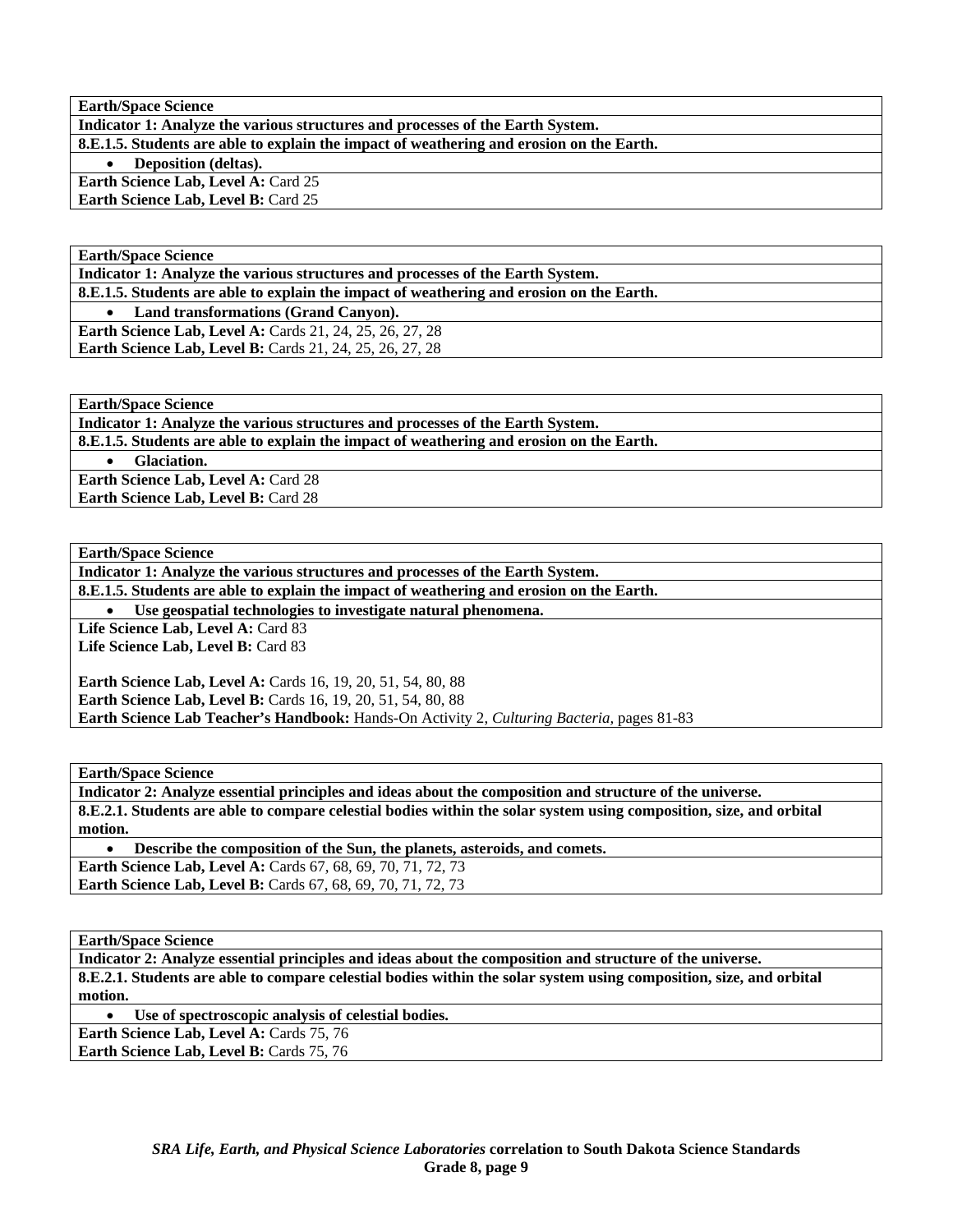| **Earth/Space Science** |
|---|
| **Indicator 1: Analyze the various structures and processes of the Earth System.** |
| **8.E.1.5. Students are able to explain the impact of weathering and erosion on the Earth.** |
| • **Deposition (deltas).** |
| **Earth Science Lab, Level A:** Card 25<br>**Earth Science Lab, Level B:** Card 25 |

| **Earth/Space Science** |
|---|
| **Indicator 1: Analyze the various structures and processes of the Earth System.** |
| **8.E.1.5. Students are able to explain the impact of weathering and erosion on the Earth.** |
| • **Land transformations (Grand Canyon).** |
| **Earth Science Lab, Level A:** Cards 21, 24, 25, 26, 27, 28<br>**Earth Science Lab, Level B:** Cards 21, 24, 25, 26, 27, 28 |

| **Earth/Space Science** |
|---|
| **Indicator 1: Analyze the various structures and processes of the Earth System.** |
| **8.E.1.5. Students are able to explain the impact of weathering and erosion on the Earth.** |
| • **Glaciation.** |
| **Earth Science Lab, Level A:** Card 28<br>**Earth Science Lab, Level B:** Card 28 |

| **Earth/Space Science** |
|---|
| **Indicator 1: Analyze the various structures and processes of the Earth System.** |
| **8.E.1.5. Students are able to explain the impact of weathering and erosion on the Earth.** |
| • **Use geospatial technologies to investigate natural phenomena.** |
| **Life Science Lab, Level A:** Card 83<br>**Life Science Lab, Level B:** Card 83<br><br>**Earth Science Lab, Level A:** Cards 16, 19, 20, 51, 54, 80, 88<br>**Earth Science Lab, Level B:** Cards 16, 19, 20, 51, 54, 80, 88<br>**Earth Science Lab Teacher's Handbook:** Hands-On Activity 2, *Culturing Bacteria,* pages 81-83 |

| **Earth/Space Science** |
|---|
| **Indicator 2: Analyze essential principles and ideas about the composition and structure of the universe.** |
| **8.E.2.1. Students are able to compare celestial bodies within the solar system using composition, size, and orbital motion.** |
| • **Describe the composition of the Sun, the planets, asteroids, and comets.** |
| **Earth Science Lab, Level A:** Cards 67, 68, 69, 70, 71, 72, 73<br>**Earth Science Lab, Level B:** Cards 67, 68, 69, 70, 71, 72, 73 |

| **Earth/Space Science** |
|---|
| **Indicator 2: Analyze essential principles and ideas about the composition and structure of the universe.** |
| **8.E.2.1. Students are able to compare celestial bodies within the solar system using composition, size, and orbital motion.** |
| • **Use of spectroscopic analysis of celestial bodies.** |
| **Earth Science Lab, Level A:** Cards 75, 76<br>**Earth Science Lab, Level B:** Cards 75, 76 |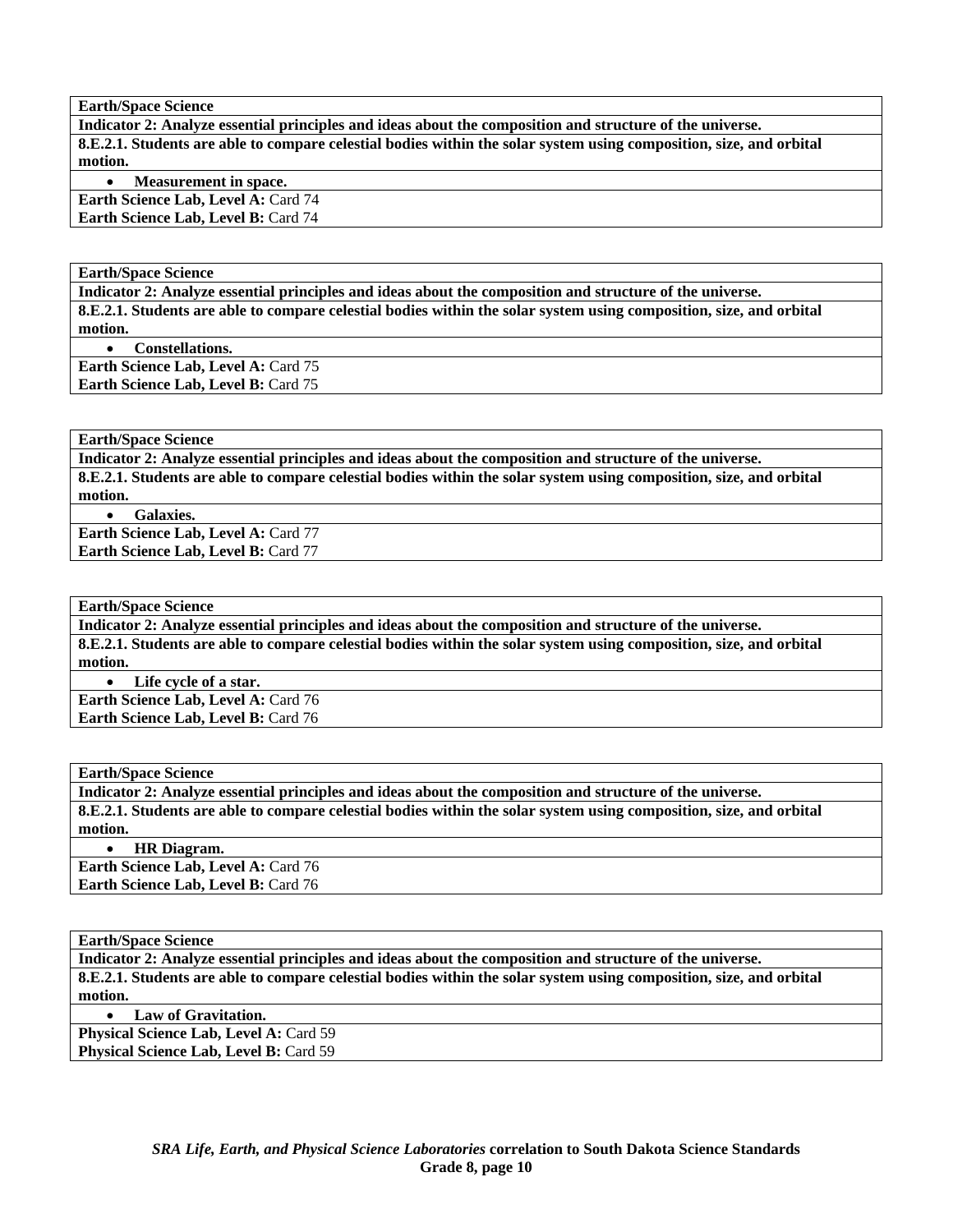| **Earth/Space Science** |
|---|
| **Indicator 2: Analyze essential principles and ideas about the composition and structure of the universe.** |
| **8.E.2.1. Students are able to compare celestial bodies within the solar system using composition, size, and orbital motion.** |
| • **Measurement in space.** |
| **Earth Science Lab, Level A:** Card 74<br>**Earth Science Lab, Level B:** Card 74 |

| **Earth/Space Science** |
|---|
| **Indicator 2: Analyze essential principles and ideas about the composition and structure of the universe.** |
| **8.E.2.1. Students are able to compare celestial bodies within the solar system using composition, size, and orbital motion.** |
| • **Constellations.** |
| **Earth Science Lab, Level A:** Card 75<br>**Earth Science Lab, Level B:** Card 75 |

| **Earth/Space Science** |
|---|
| **Indicator 2: Analyze essential principles and ideas about the composition and structure of the universe.** |
| **8.E.2.1. Students are able to compare celestial bodies within the solar system using composition, size, and orbital motion.** |
| • **Galaxies.** |
| **Earth Science Lab, Level A:** Card 77<br>**Earth Science Lab, Level B:** Card 77 |

| **Earth/Space Science** |
|---|
| **Indicator 2: Analyze essential principles and ideas about the composition and structure of the universe.** |
| **8.E.2.1. Students are able to compare celestial bodies within the solar system using composition, size, and orbital motion.** |
| • **Life cycle of a star.** |
| **Earth Science Lab, Level A:** Card 76<br>**Earth Science Lab, Level B:** Card 76 |

| **Earth/Space Science** |
|---|
| **Indicator 2: Analyze essential principles and ideas about the composition and structure of the universe.** |
| **8.E.2.1. Students are able to compare celestial bodies within the solar system using composition, size, and orbital motion.** |
| • **HR Diagram.** |
| **Earth Science Lab, Level A:** Card 76<br>**Earth Science Lab, Level B:** Card 76 |

| **Earth/Space Science** |
|---|
| **Indicator 2: Analyze essential principles and ideas about the composition and structure of the universe.** |
| **8.E.2.1. Students are able to compare celestial bodies within the solar system using composition, size, and orbital motion.** |
| • **Law of Gravitation.** |
| **Physical Science Lab, Level A:** Card 59<br>**Physical Science Lab, Level B:** Card 59 |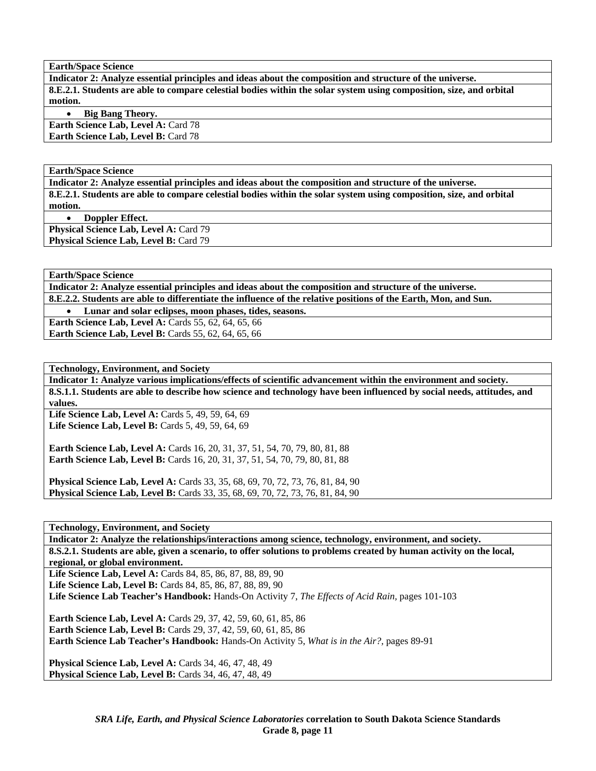**Earth/Space Science**

**Indicator 2: Analyze essential principles and ideas about the composition and structure of the universe.**

**8.E.2.1. Students are able to compare celestial bodies within the solar system using composition, size, and orbital motion.**

- **Big Bang Theory.**

**Earth Science Lab, Level A:** Card 78
**Earth Science Lab, Level B:** Card 78

**Earth/Space Science**

**Indicator 2: Analyze essential principles and ideas about the composition and structure of the universe.**

**8.E.2.1. Students are able to compare celestial bodies within the solar system using composition, size, and orbital motion.**

- **Doppler Effect.**

**Physical Science Lab, Level A:** Card 79
**Physical Science Lab, Level B:** Card 79

**Earth/Space Science**

**Indicator 2: Analyze essential principles and ideas about the composition and structure of the universe.**

**8.E.2.2. Students are able to differentiate the influence of the relative positions of the Earth, Mon, and Sun.**

- **Lunar and solar eclipses, moon phases, tides, seasons.**

**Earth Science Lab, Level A:** Cards 55, 62, 64, 65, 66
**Earth Science Lab, Level B:** Cards 55, 62, 64, 65, 66

**Technology, Environment, and Society**

**Indicator 1: Analyze various implications/effects of scientific advancement within the environment and society.**

**8.S.1.1. Students are able to describe how science and technology have been influenced by social needs, attitudes, and values.**

**Life Science Lab, Level A:** Cards 5, 49, 59, 64, 69
**Life Science Lab, Level B:** Cards 5, 49, 59, 64, 69

**Earth Science Lab, Level A:** Cards 16, 20, 31, 37, 51, 54, 70, 79, 80, 81, 88
**Earth Science Lab, Level B:** Cards 16, 20, 31, 37, 51, 54, 70, 79, 80, 81, 88

**Physical Science Lab, Level A:** Cards 33, 35, 68, 69, 70, 72, 73, 76, 81, 84, 90
**Physical Science Lab, Level B:** Cards 33, 35, 68, 69, 70, 72, 73, 76, 81, 84, 90

**Technology, Environment, and Society**

**Indicator 2: Analyze the relationships/interactions among science, technology, environment, and society.**

**8.S.2.1. Students are able, given a scenario, to offer solutions to problems created by human activity on the local, regional, or global environment.**

**Life Science Lab, Level A:** Cards 84, 85, 86, 87, 88, 89, 90
**Life Science Lab, Level B:** Cards 84, 85, 86, 87, 88, 89, 90
**Life Science Lab Teacher's Handbook:** Hands-On Activity 7, *The Effects of Acid Rain,* pages 101-103

**Earth Science Lab, Level A:** Cards 29, 37, 42, 59, 60, 61, 85, 86
**Earth Science Lab, Level B:** Cards 29, 37, 42, 59, 60, 61, 85, 86
**Earth Science Lab Teacher's Handbook:** Hands-On Activity 5, *What is in the Air?,* pages 89-91

**Physical Science Lab, Level A:** Cards 34, 46, 47, 48, 49
**Physical Science Lab, Level B:** Cards 34, 46, 47, 48, 49